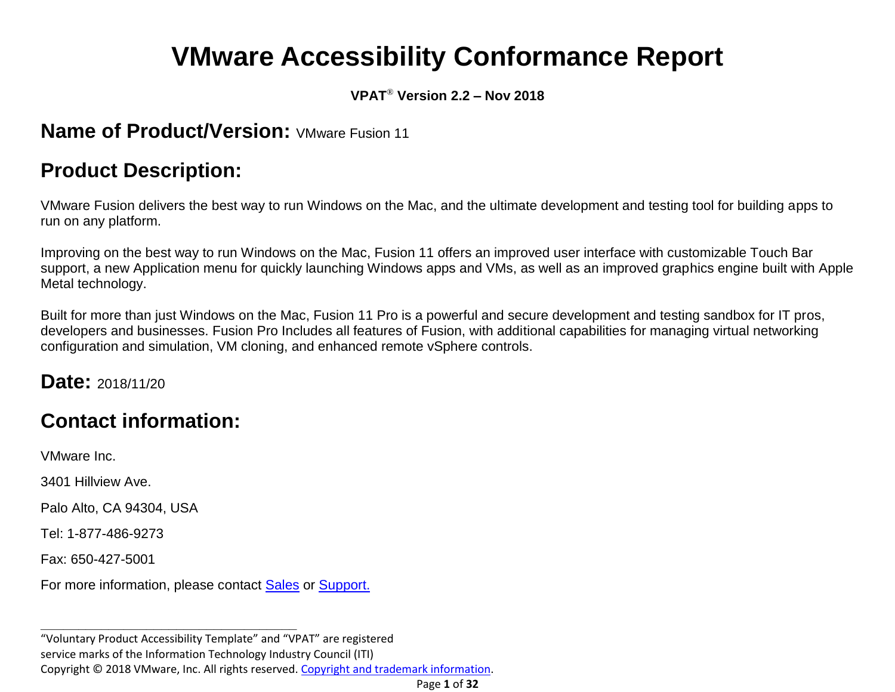# VMware Accessibility Conformance Report

**VPAT® Version 2.2 – Nov 2018**

## Name of Product/Version: VMware Fusion 11

## Product Description:

VMware Fusion delivers the best way to run Windows on the Mac, and the ultimate development and testing tool for building apps to run on any platform.

Improving on the best way to run Windows on the Mac, Fusion 11 offers an improved user interface with customizable Touch Bar support, a new Application menu for quickly launching Windows apps and VMs, as well as an improved graphics engine built with Apple Metal technology.

Built for more than just Windows on the Mac, Fusion 11 Pro is a powerful and secure development and testing sandbox for IT pros, developers and businesses. Fusion Pro Includes all features of Fusion, with additional capabilities for managing virtual networking configuration and simulation, VM cloning, and enhanced remote vSphere controls.

## Date: 2018/11/20

## Contact information:

VMware Inc.

3401 Hillview Ave.

Palo Alto, CA 94304, USA

Tel: 1-877-486-9273

Fax: 650-427-5001

For more information, please contact Sales or Support.

---

"Voluntary Product Accessibility Template" and "VPAT" are registered service marks of the Information Technology Industry Council (ITI)

Copyright © 2018 VMware, Inc. All rights reserved. Copyright and trademark information.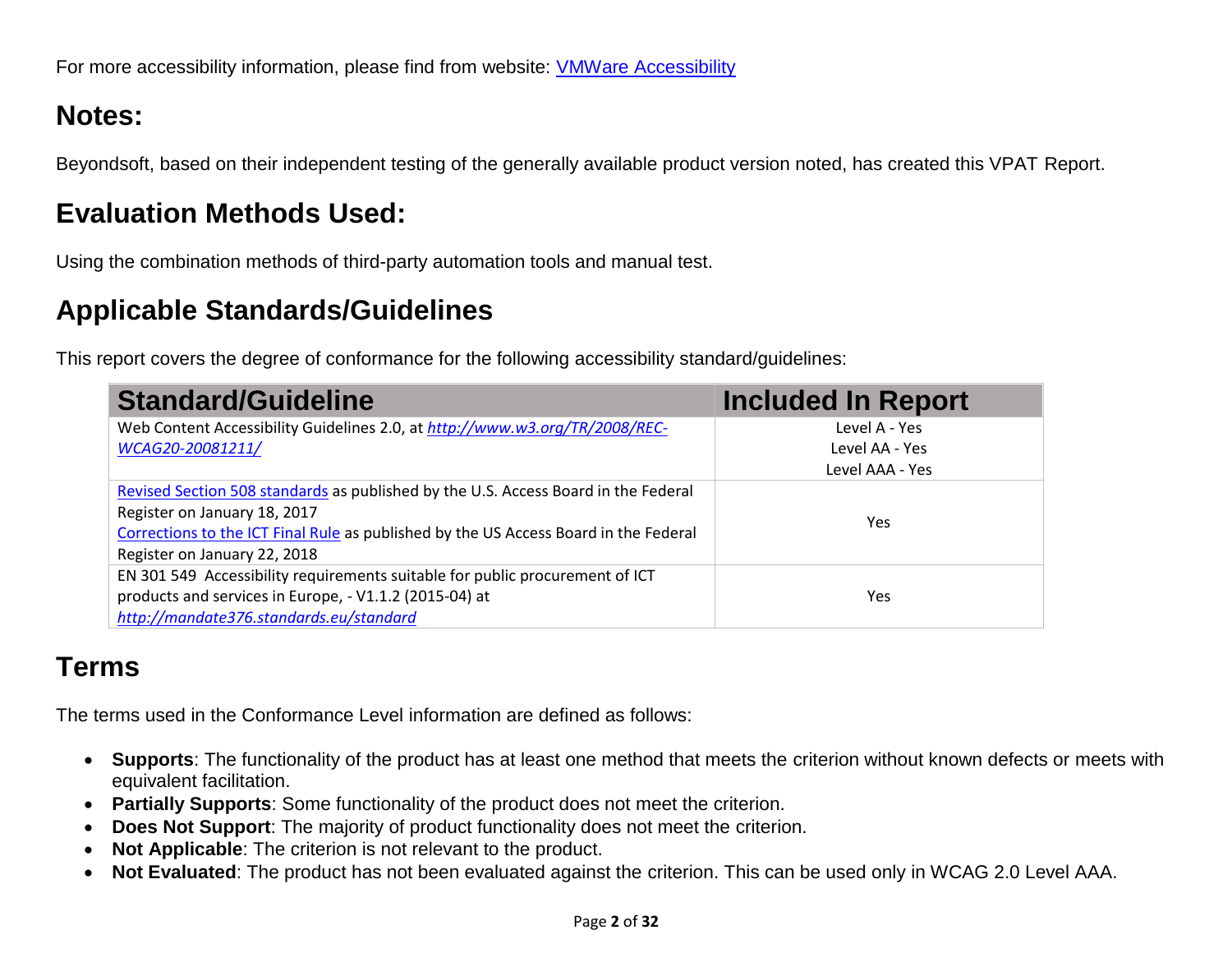For more accessibility information, please find from website: [VMWare Accessibility]()

## Notes:

Beyondsoft, based on their independent testing of the generally available product version noted, has created this VPAT Report.

## Evaluation Methods Used:

Using the combination methods of third-party automation tools and manual test.

## Applicable Standards/Guidelines

This report covers the degree of conformance for the following accessibility standard/guidelines:

| Standard/Guideline | Included In Report |
|---|---|
| Web Content Accessibility Guidelines 2.0, at *http://www.w3.org/TR/2008/REC-WCAG20-20081211/* | Level A - Yes<br>Level AA - Yes<br>Level AAA - Yes |
| Revised Section 508 standards as published by the U.S. Access Board in the Federal Register on January 18, 2017<br>Corrections to the ICT Final Rule as published by the US Access Board in the Federal Register on January 22, 2018 | Yes |
| EN 301 549 Accessibility requirements suitable for public procurement of ICT products and services in Europe, - V1.1.2 (2015-04) at *http://mandate376.standards.eu/standard* | Yes |

## Terms

The terms used in the Conformance Level information are defined as follows:

- **Supports**: The functionality of the product has at least one method that meets the criterion without known defects or meets with equivalent facilitation.
- **Partially Supports**: Some functionality of the product does not meet the criterion.
- **Does Not Support**: The majority of product functionality does not meet the criterion.
- **Not Applicable**: The criterion is not relevant to the product.
- **Not Evaluated**: The product has not been evaluated against the criterion. This can be used only in WCAG 2.0 Level AAA.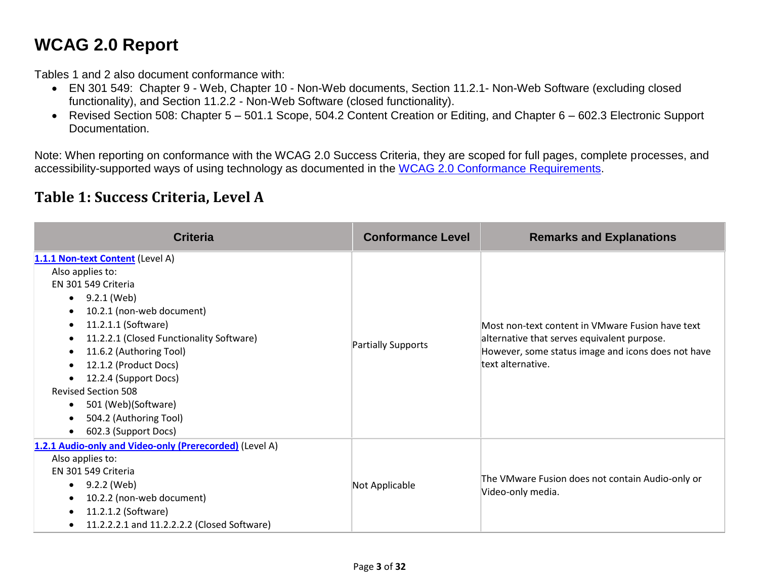# WCAG 2.0 Report

Tables 1 and 2 also document conformance with:

- EN 301 549: Chapter 9 - Web, Chapter 10 - Non-Web documents, Section 11.2.1- Non-Web Software (excluding closed functionality), and Section 11.2.2 - Non-Web Software (closed functionality).
- Revised Section 508: Chapter 5 – 501.1 Scope, 504.2 Content Creation or Editing, and Chapter 6 – 602.3 Electronic Support Documentation.

Note: When reporting on conformance with the WCAG 2.0 Success Criteria, they are scoped for full pages, complete processes, and accessibility-supported ways of using technology as documented in the WCAG 2.0 Conformance Requirements.

## Table 1: Success Criteria, Level A

| Criteria | Conformance Level | Remarks and Explanations |
| --- | --- | --- |
| **1.1.1 Non-text Content** (Level A)<br>Also applies to:<br>EN 301 549 Criteria<br>• 9.2.1 (Web)<br>• 10.2.1 (non-web document)<br>• 11.2.1.1 (Software)<br>• 11.2.2.1 (Closed Functionality Software)<br>• 11.6.2 (Authoring Tool)<br>• 12.1.2 (Product Docs)<br>• 12.2.4 (Support Docs)<br>Revised Section 508<br>• 501 (Web)(Software)<br>• 504.2 (Authoring Tool)<br>• 602.3 (Support Docs) | Partially Supports | Most non-text content in VMware Fusion have text alternative that serves equivalent purpose. However, some status image and icons does not have text alternative. |
| **1.2.1 Audio-only and Video-only (Prerecorded)** (Level A)<br>Also applies to:<br>EN 301 549 Criteria<br>• 9.2.2 (Web)<br>• 10.2.2 (non-web document)<br>• 11.2.1.2 (Software)<br>• 11.2.2.2.1 and 11.2.2.2.2 (Closed Software) | Not Applicable | The VMware Fusion does not contain Audio-only or Video-only media. |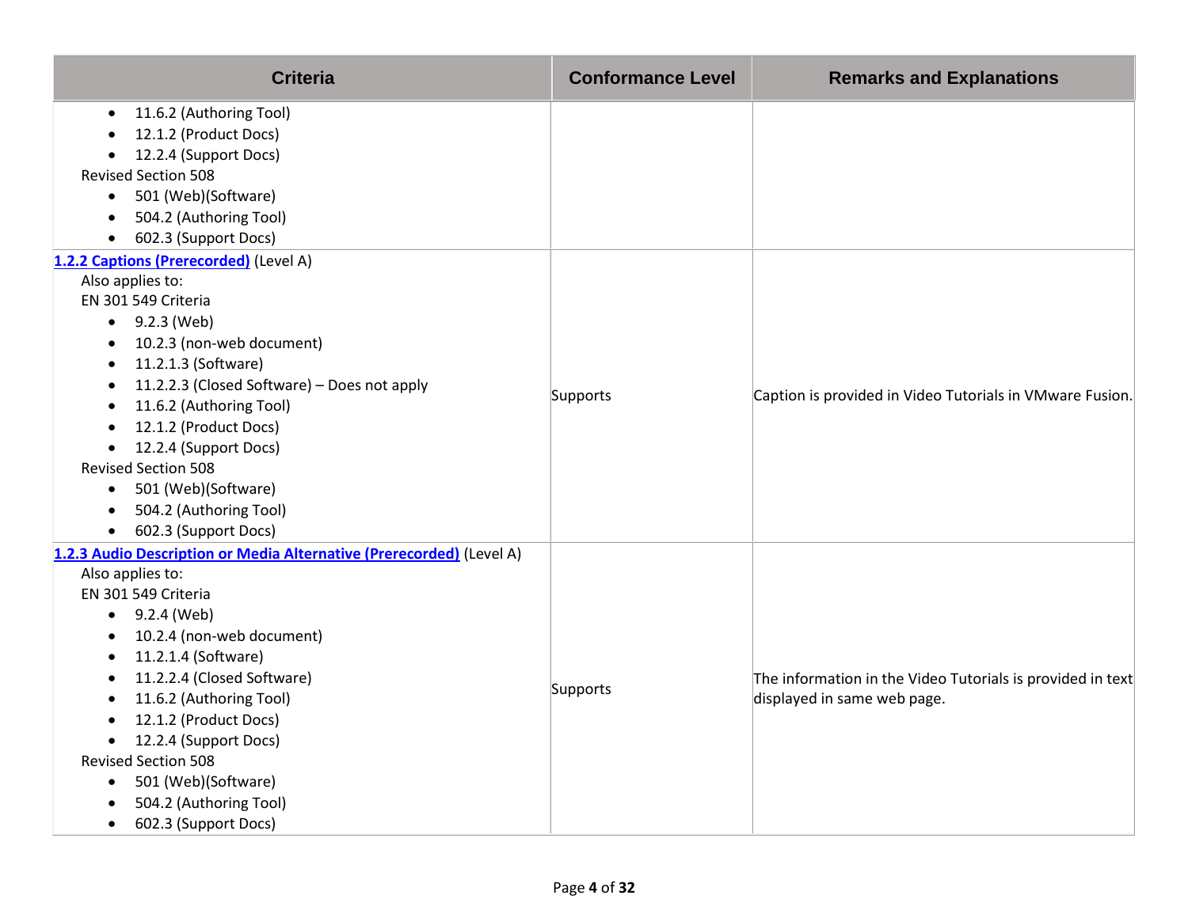| Criteria | Conformance Level | Remarks and Explanations |
|---|---|---|
| • 11.6.2 (Authoring Tool)<br>• 12.1.2 (Product Docs)<br>• 12.2.4 (Support Docs)<br>Revised Section 508<br>• 501 (Web)(Software)<br>• 504.2 (Authoring Tool)<br>• 602.3 (Support Docs) | | |
| **1.2.2 Captions (Prerecorded)** (Level A)<br>Also applies to:<br>EN 301 549 Criteria<br>• 9.2.3 (Web)<br>• 10.2.3 (non-web document)<br>• 11.2.1.3 (Software)<br>• 11.2.2.3 (Closed Software) – Does not apply<br>• 11.6.2 (Authoring Tool)<br>• 12.1.2 (Product Docs)<br>• 12.2.4 (Support Docs)<br>Revised Section 508<br>• 501 (Web)(Software)<br>• 504.2 (Authoring Tool)<br>• 602.3 (Support Docs) | Supports | Caption is provided in Video Tutorials in VMware Fusion. |
| **1.2.3 Audio Description or Media Alternative (Prerecorded)** (Level A)<br>Also applies to:<br>EN 301 549 Criteria<br>• 9.2.4 (Web)<br>• 10.2.4 (non-web document)<br>• 11.2.1.4 (Software)<br>• 11.2.2.4 (Closed Software)<br>• 11.6.2 (Authoring Tool)<br>• 12.1.2 (Product Docs)<br>• 12.2.4 (Support Docs)<br>Revised Section 508<br>• 501 (Web)(Software)<br>• 504.2 (Authoring Tool)<br>• 602.3 (Support Docs) | Supports | The information in the Video Tutorials is provided in text displayed in same web page. |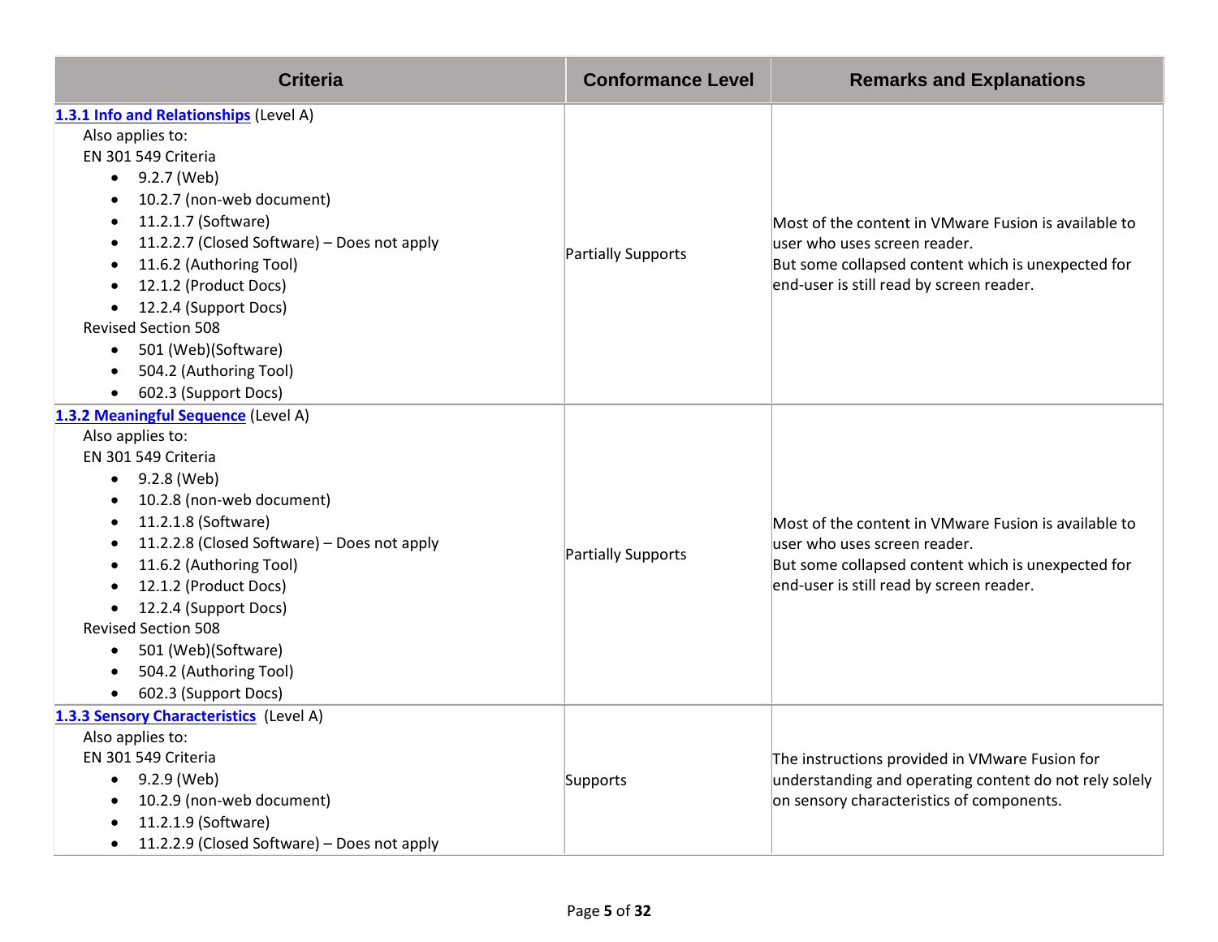| Criteria | Conformance Level | Remarks and Explanations |
| --- | --- | --- |
| **[1.3.1 Info and Relationships](#)** (Level A)<br>Also applies to:<br>EN 301 549 Criteria<br>• 9.2.7 (Web)<br>• 10.2.7 (non-web document)<br>• 11.2.1.7 (Software)<br>• 11.2.2.7 (Closed Software) – Does not apply<br>• 11.6.2 (Authoring Tool)<br>• 12.1.2 (Product Docs)<br>• 12.2.4 (Support Docs)<br>Revised Section 508<br>• 501 (Web)(Software)<br>• 504.2 (Authoring Tool)<br>• 602.3 (Support Docs) | Partially Supports | Most of the content in VMware Fusion is available to user who uses screen reader.<br>But some collapsed content which is unexpected for end-user is still read by screen reader. |
| **[1.3.2 Meaningful Sequence](#)** (Level A)<br>Also applies to:<br>EN 301 549 Criteria<br>• 9.2.8 (Web)<br>• 10.2.8 (non-web document)<br>• 11.2.1.8 (Software)<br>• 11.2.2.8 (Closed Software) – Does not apply<br>• 11.6.2 (Authoring Tool)<br>• 12.1.2 (Product Docs)<br>• 12.2.4 (Support Docs)<br>Revised Section 508<br>• 501 (Web)(Software)<br>• 504.2 (Authoring Tool)<br>• 602.3 (Support Docs) | Partially Supports | Most of the content in VMware Fusion is available to user who uses screen reader.<br>But some collapsed content which is unexpected for end-user is still read by screen reader. |
| **[1.3.3 Sensory Characteristics](#)** (Level A)<br>Also applies to:<br>EN 301 549 Criteria<br>• 9.2.9 (Web)<br>• 10.2.9 (non-web document)<br>• 11.2.1.9 (Software)<br>• 11.2.2.9 (Closed Software) – Does not apply | Supports | The instructions provided in VMware Fusion for understanding and operating content do not rely solely on sensory characteristics of components. |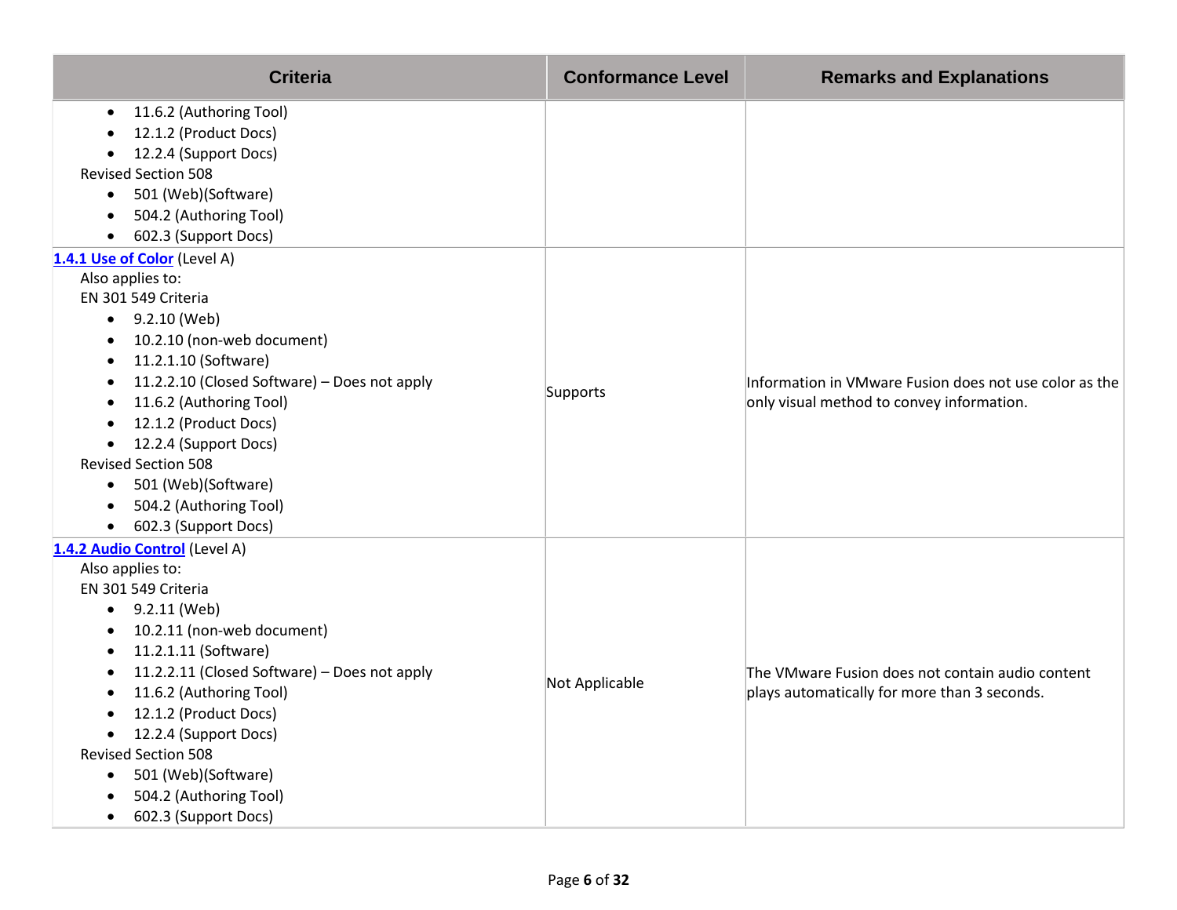| Criteria | Conformance Level | Remarks and Explanations |
|---|---|---|
| • 11.6.2 (Authoring Tool)<br>• 12.1.2 (Product Docs)<br>• 12.2.4 (Support Docs)<br>Revised Section 508<br>• 501 (Web)(Software)<br>• 504.2 (Authoring Tool)<br>• 602.3 (Support Docs) | | |
| **1.4.1 Use of Color** (Level A)<br>Also applies to:<br>EN 301 549 Criteria<br>• 9.2.10 (Web)<br>• 10.2.10 (non-web document)<br>• 11.2.1.10 (Software)<br>• 11.2.2.10 (Closed Software) – Does not apply<br>• 11.6.2 (Authoring Tool)<br>• 12.1.2 (Product Docs)<br>• 12.2.4 (Support Docs)<br>Revised Section 508<br>• 501 (Web)(Software)<br>• 504.2 (Authoring Tool)<br>• 602.3 (Support Docs) | Supports | Information in VMware Fusion does not use color as the only visual method to convey information. |
| **1.4.2 Audio Control** (Level A)<br>Also applies to:<br>EN 301 549 Criteria<br>• 9.2.11 (Web)<br>• 10.2.11 (non-web document)<br>• 11.2.1.11 (Software)<br>• 11.2.2.11 (Closed Software) – Does not apply<br>• 11.6.2 (Authoring Tool)<br>• 12.1.2 (Product Docs)<br>• 12.2.4 (Support Docs)<br>Revised Section 508<br>• 501 (Web)(Software)<br>• 504.2 (Authoring Tool)<br>• 602.3 (Support Docs) | Not Applicable | The VMware Fusion does not contain audio content plays automatically for more than 3 seconds. |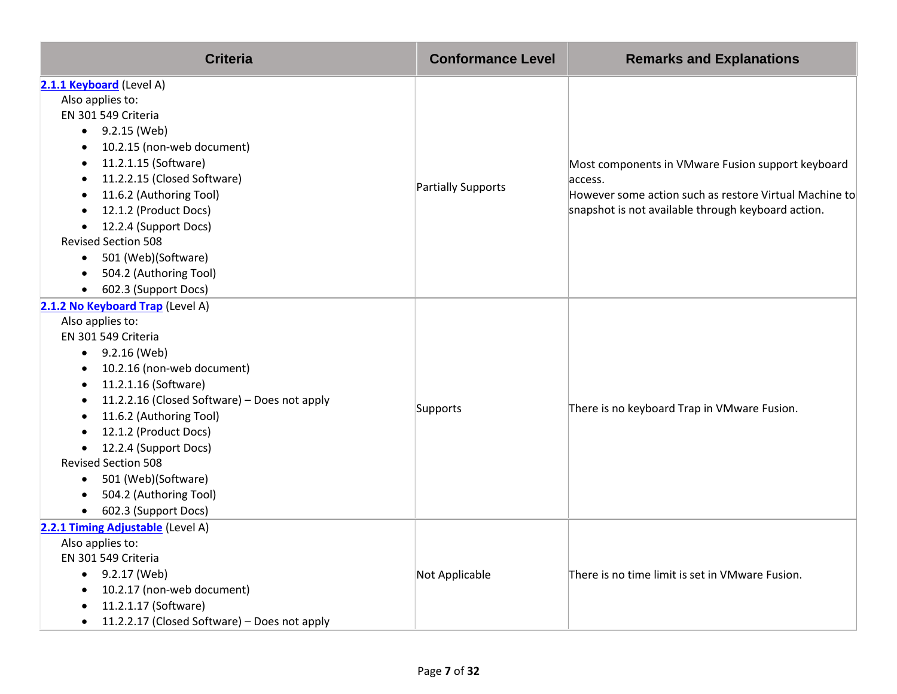| Criteria | Conformance Level | Remarks and Explanations |
| --- | --- | --- |
| **2.1.1 Keyboard** (Level A)<br>Also applies to:<br>EN 301 549 Criteria<br>• 9.2.15 (Web)<br>• 10.2.15 (non-web document)<br>• 11.2.1.15 (Software)<br>• 11.2.2.15 (Closed Software)<br>• 11.6.2 (Authoring Tool)<br>• 12.1.2 (Product Docs)<br>• 12.2.4 (Support Docs)<br>Revised Section 508<br>• 501 (Web)(Software)<br>• 504.2 (Authoring Tool)<br>• 602.3 (Support Docs) | Partially Supports | Most components in VMware Fusion support keyboard access.<br>However some action such as restore Virtual Machine to snapshot is not available through keyboard action. |
| **2.1.2 No Keyboard Trap** (Level A)<br>Also applies to:<br>EN 301 549 Criteria<br>• 9.2.16 (Web)<br>• 10.2.16 (non-web document)<br>• 11.2.1.16 (Software)<br>• 11.2.2.16 (Closed Software) – Does not apply<br>• 11.6.2 (Authoring Tool)<br>• 12.1.2 (Product Docs)<br>• 12.2.4 (Support Docs)<br>Revised Section 508<br>• 501 (Web)(Software)<br>• 504.2 (Authoring Tool)<br>• 602.3 (Support Docs) | Supports | There is no keyboard Trap in VMware Fusion. |
| **2.2.1 Timing Adjustable** (Level A)<br>Also applies to:<br>EN 301 549 Criteria<br>• 9.2.17 (Web)<br>• 10.2.17 (non-web document)<br>• 11.2.1.17 (Software)<br>• 11.2.2.17 (Closed Software) – Does not apply | Not Applicable | There is no time limit is set in VMware Fusion. |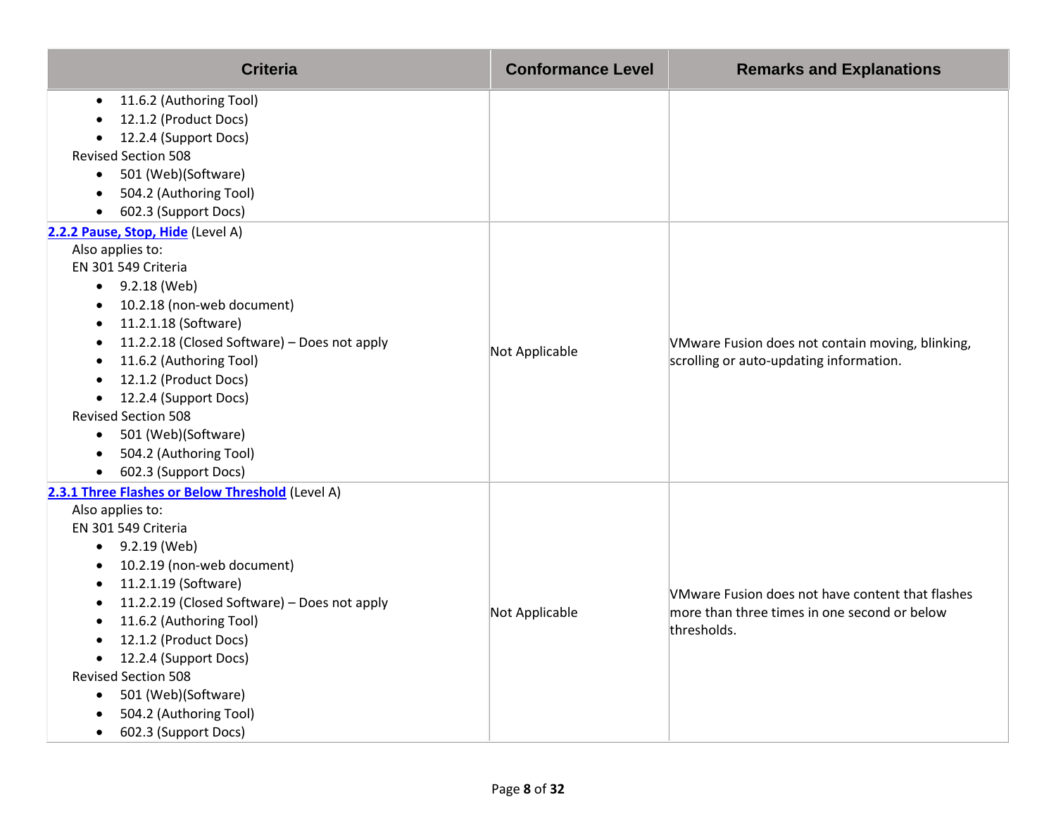| Criteria | Conformance Level | Remarks and Explanations |
| --- | --- | --- |
| • 11.6.2 (Authoring Tool)<br>• 12.1.2 (Product Docs)<br>• 12.2.4 (Support Docs)<br>Revised Section 508<br>• 501 (Web)(Software)<br>• 504.2 (Authoring Tool)<br>• 602.3 (Support Docs) | | |
| **2.2.2 Pause, Stop, Hide** (Level A)<br>Also applies to:<br>EN 301 549 Criteria<br>• 9.2.18 (Web)<br>• 10.2.18 (non-web document)<br>• 11.2.1.18 (Software)<br>• 11.2.2.18 (Closed Software) – Does not apply<br>• 11.6.2 (Authoring Tool)<br>• 12.1.2 (Product Docs)<br>• 12.2.4 (Support Docs)<br>Revised Section 508<br>• 501 (Web)(Software)<br>• 504.2 (Authoring Tool)<br>• 602.3 (Support Docs) | Not Applicable | VMware Fusion does not contain moving, blinking, scrolling or auto-updating information. |
| **2.3.1 Three Flashes or Below Threshold** (Level A)<br>Also applies to:<br>EN 301 549 Criteria<br>• 9.2.19 (Web)<br>• 10.2.19 (non-web document)<br>• 11.2.1.19 (Software)<br>• 11.2.2.19 (Closed Software) – Does not apply<br>• 11.6.2 (Authoring Tool)<br>• 12.1.2 (Product Docs)<br>• 12.2.4 (Support Docs)<br>Revised Section 508<br>• 501 (Web)(Software)<br>• 504.2 (Authoring Tool)<br>• 602.3 (Support Docs) | Not Applicable | VMware Fusion does not have content that flashes more than three times in one second or below thresholds. |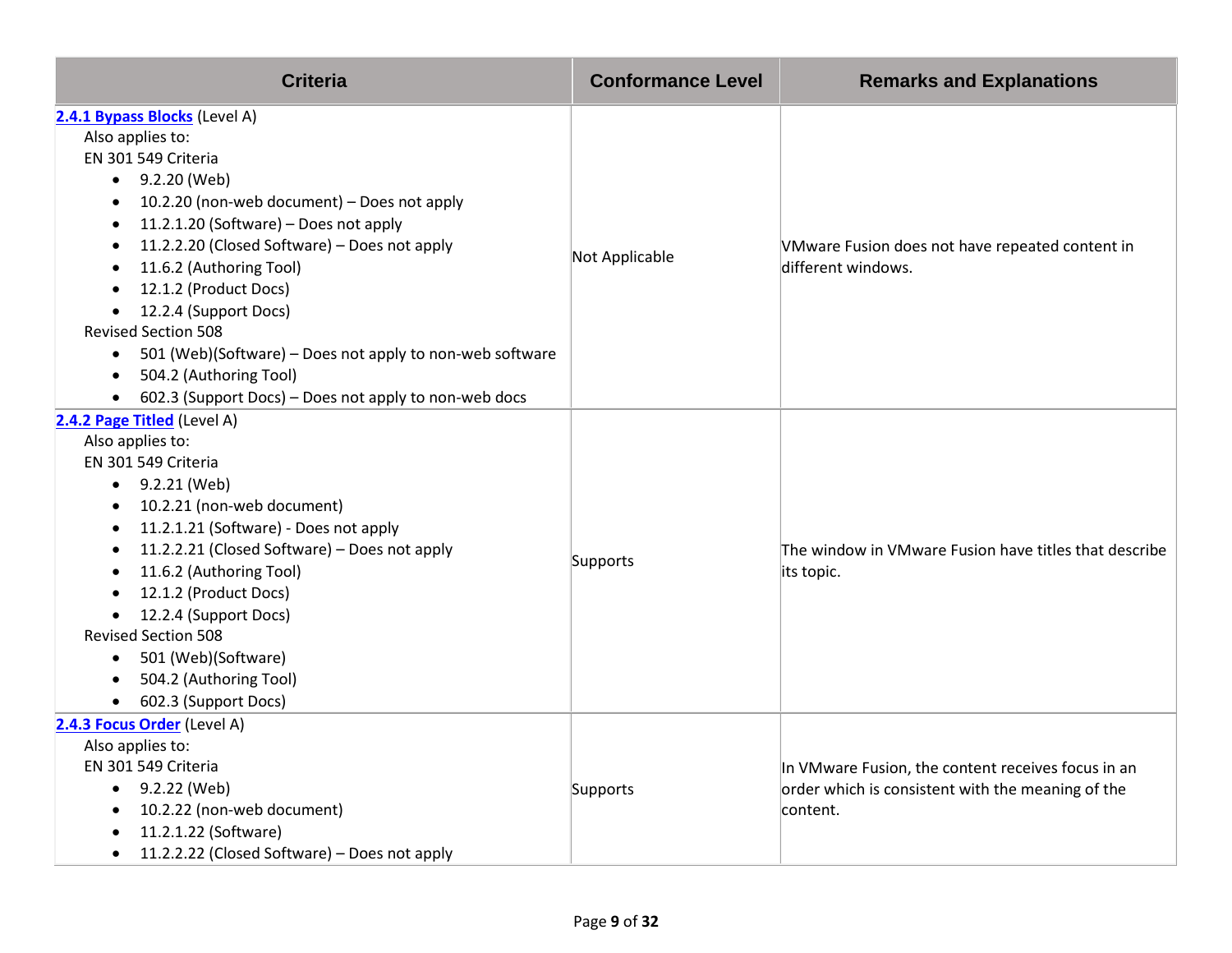| Criteria | Conformance Level | Remarks and Explanations |
| --- | --- | --- |
| **[2.4.1 Bypass Blocks]** (Level A)<br>Also applies to:<br>EN 301 549 Criteria<br>• 9.2.20 (Web)<br>• 10.2.20 (non-web document) – Does not apply<br>• 11.2.1.20 (Software) – Does not apply<br>• 11.2.2.20 (Closed Software) – Does not apply<br>• 11.6.2 (Authoring Tool)<br>• 12.1.2 (Product Docs)<br>• 12.2.4 (Support Docs)<br>Revised Section 508<br>• 501 (Web)(Software) – Does not apply to non-web software<br>• 504.2 (Authoring Tool)<br>• 602.3 (Support Docs) – Does not apply to non-web docs | Not Applicable | VMware Fusion does not have repeated content in different windows. |
| **[2.4.2 Page Titled]** (Level A)<br>Also applies to:<br>EN 301 549 Criteria<br>• 9.2.21 (Web)<br>• 10.2.21 (non-web document)<br>• 11.2.1.21 (Software) - Does not apply<br>• 11.2.2.21 (Closed Software) – Does not apply<br>• 11.6.2 (Authoring Tool)<br>• 12.1.2 (Product Docs)<br>• 12.2.4 (Support Docs)<br>Revised Section 508<br>• 501 (Web)(Software)<br>• 504.2 (Authoring Tool)<br>• 602.3 (Support Docs) | Supports | The window in VMware Fusion have titles that describe its topic. |
| **[2.4.3 Focus Order]** (Level A)<br>Also applies to:<br>EN 301 549 Criteria<br>• 9.2.22 (Web)<br>• 10.2.22 (non-web document)<br>• 11.2.1.22 (Software)<br>• 11.2.2.22 (Closed Software) – Does not apply | Supports | In VMware Fusion, the content receives focus in an order which is consistent with the meaning of the content. |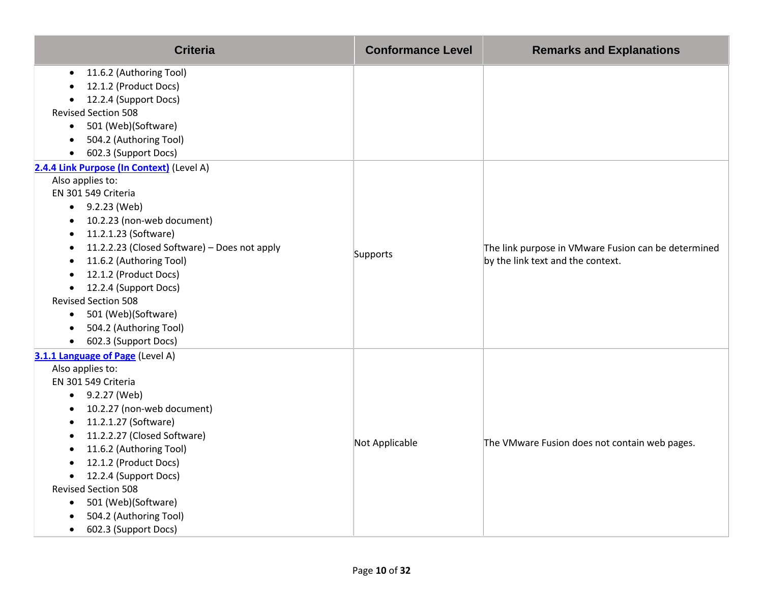| Criteria | Conformance Level | Remarks and Explanations |
|---|---|---|
| • 11.6.2 (Authoring Tool)<br>• 12.1.2 (Product Docs)<br>• 12.2.4 (Support Docs)<br>Revised Section 508<br>• 501 (Web)(Software)<br>• 504.2 (Authoring Tool)<br>• 602.3 (Support Docs) | | |
| **2.4.4 Link Purpose (In Context)** (Level A)<br>Also applies to:<br>EN 301 549 Criteria<br>• 9.2.23 (Web)<br>• 10.2.23 (non-web document)<br>• 11.2.1.23 (Software)<br>• 11.2.2.23 (Closed Software) – Does not apply<br>• 11.6.2 (Authoring Tool)<br>• 12.1.2 (Product Docs)<br>• 12.2.4 (Support Docs)<br>Revised Section 508<br>• 501 (Web)(Software)<br>• 504.2 (Authoring Tool)<br>• 602.3 (Support Docs) | Supports | The link purpose in VMware Fusion can be determined by the link text and the context. |
| **3.1.1 Language of Page** (Level A)<br>Also applies to:<br>EN 301 549 Criteria<br>• 9.2.27 (Web)<br>• 10.2.27 (non-web document)<br>• 11.2.1.27 (Software)<br>• 11.2.2.27 (Closed Software)<br>• 11.6.2 (Authoring Tool)<br>• 12.1.2 (Product Docs)<br>• 12.2.4 (Support Docs)<br>Revised Section 508<br>• 501 (Web)(Software)<br>• 504.2 (Authoring Tool)<br>• 602.3 (Support Docs) | Not Applicable | The VMware Fusion does not contain web pages. |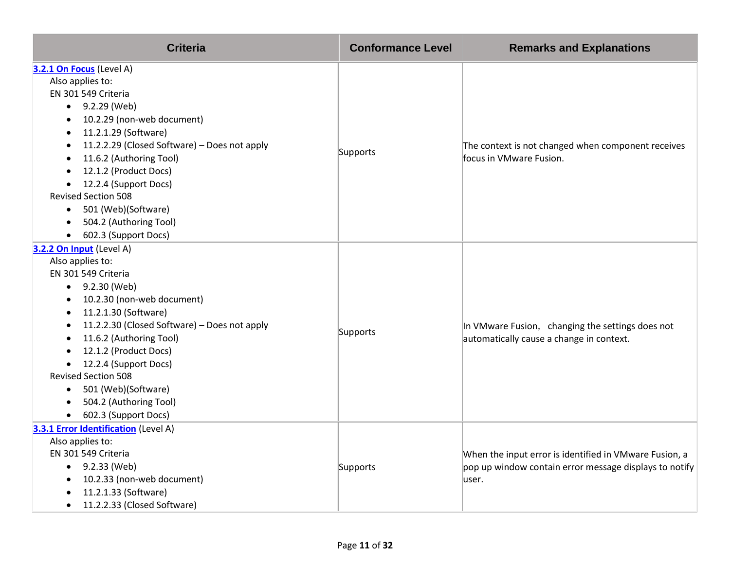| Criteria | Conformance Level | Remarks and Explanations |
| --- | --- | --- |
| **3.2.1 On Focus** (Level A)<br>Also applies to:<br>EN 301 549 Criteria<br>• 9.2.29 (Web)<br>• 10.2.29 (non-web document)<br>• 11.2.1.29 (Software)<br>• 11.2.2.29 (Closed Software) – Does not apply<br>• 11.6.2 (Authoring Tool)<br>• 12.1.2 (Product Docs)<br>• 12.2.4 (Support Docs)<br>Revised Section 508<br>• 501 (Web)(Software)<br>• 504.2 (Authoring Tool)<br>• 602.3 (Support Docs) | Supports | The context is not changed when component receives focus in VMware Fusion. |
| **3.2.2 On Input** (Level A)<br>Also applies to:<br>EN 301 549 Criteria<br>• 9.2.30 (Web)<br>• 10.2.30 (non-web document)<br>• 11.2.1.30 (Software)<br>• 11.2.2.30 (Closed Software) – Does not apply<br>• 11.6.2 (Authoring Tool)<br>• 12.1.2 (Product Docs)<br>• 12.2.4 (Support Docs)<br>Revised Section 508<br>• 501 (Web)(Software)<br>• 504.2 (Authoring Tool)<br>• 602.3 (Support Docs) | Supports | In VMware Fusion, changing the settings does not automatically cause a change in context. |
| **3.3.1 Error Identification** (Level A)<br>Also applies to:<br>EN 301 549 Criteria<br>• 9.2.33 (Web)<br>• 10.2.33 (non-web document)<br>• 11.2.1.33 (Software)<br>• 11.2.2.33 (Closed Software) | Supports | When the input error is identified in VMware Fusion, a pop up window contain error message displays to notify user. |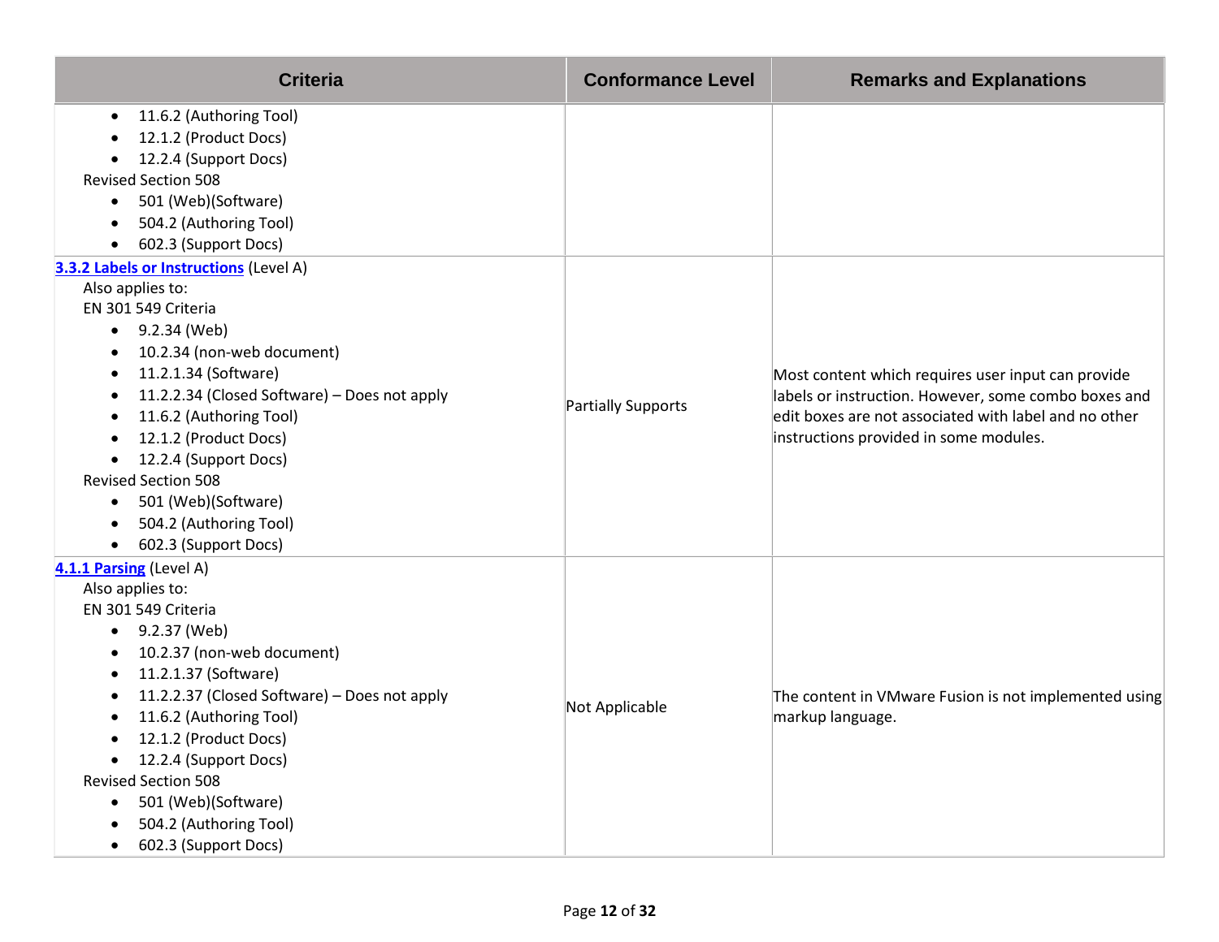| Criteria | Conformance Level | Remarks and Explanations |
|---|---|---|
| <ul><li>11.6.2 (Authoring Tool)</li><li>12.1.2 (Product Docs)</li><li>12.2.4 (Support Docs)</li></ul>Revised Section 508<ul><li>501 (Web)(Software)</li><li>504.2 (Authoring Tool)</li><li>602.3 (Support Docs)</li></ul> | | |
| **[3.3.2 Labels or Instructions](#)** (Level A)<br>Also applies to:<br>EN 301 549 Criteria<ul><li>9.2.34 (Web)</li><li>10.2.34 (non-web document)</li><li>11.2.1.34 (Software)</li><li>11.2.2.34 (Closed Software) – Does not apply</li><li>11.6.2 (Authoring Tool)</li><li>12.1.2 (Product Docs)</li><li>12.2.4 (Support Docs)</li></ul>Revised Section 508<ul><li>501 (Web)(Software)</li><li>504.2 (Authoring Tool)</li><li>602.3 (Support Docs)</li></ul> | Partially Supports | Most content which requires user input can provide labels or instruction. However, some combo boxes and edit boxes are not associated with label and no other instructions provided in some modules. |
| **[4.1.1 Parsing](#)** (Level A)<br>Also applies to:<br>EN 301 549 Criteria<ul><li>9.2.37 (Web)</li><li>10.2.37 (non-web document)</li><li>11.2.1.37 (Software)</li><li>11.2.2.37 (Closed Software) – Does not apply</li><li>11.6.2 (Authoring Tool)</li><li>12.1.2 (Product Docs)</li><li>12.2.4 (Support Docs)</li></ul>Revised Section 508<ul><li>501 (Web)(Software)</li><li>504.2 (Authoring Tool)</li><li>602.3 (Support Docs)</li></ul> | Not Applicable | The content in VMware Fusion is not implemented using markup language. |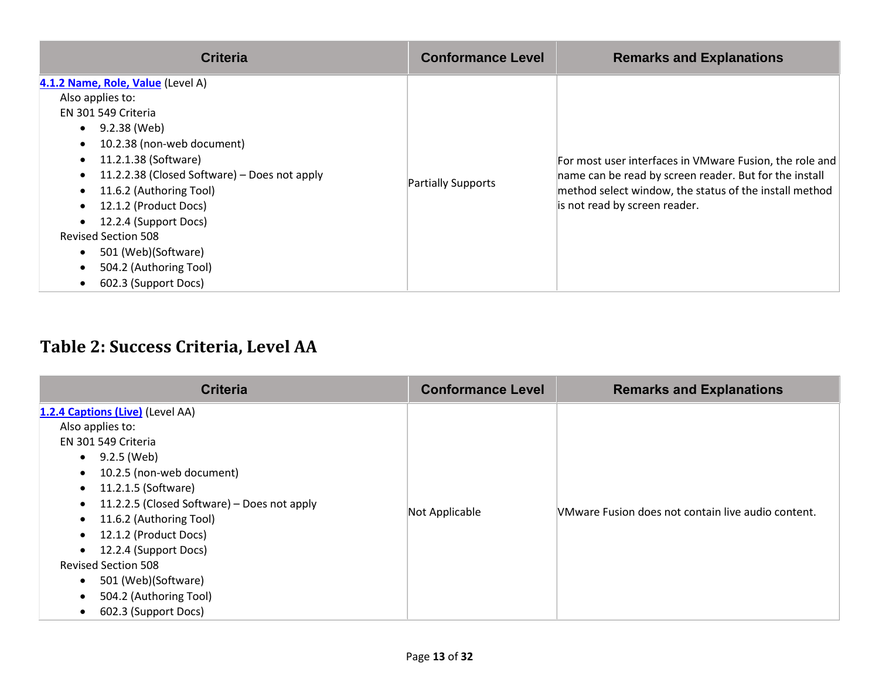| Criteria | Conformance Level | Remarks and Explanations |
| --- | --- | --- |
| **4.1.2 Name, Role, Value** (Level A)<br>Also applies to:<br>EN 301 549 Criteria<br>• 9.2.38 (Web)<br>• 10.2.38 (non-web document)<br>• 11.2.1.38 (Software)<br>• 11.2.2.38 (Closed Software) – Does not apply<br>• 11.6.2 (Authoring Tool)<br>• 12.1.2 (Product Docs)<br>• 12.2.4 (Support Docs)<br>Revised Section 508<br>• 501 (Web)(Software)<br>• 504.2 (Authoring Tool)<br>• 602.3 (Support Docs) | Partially Supports | For most user interfaces in VMware Fusion, the role and name can be read by screen reader. But for the install method select window, the status of the install method is not read by screen reader. |

## Table 2: Success Criteria, Level AA

| Criteria | Conformance Level | Remarks and Explanations |
| --- | --- | --- |
| **1.2.4 Captions (Live)** (Level AA)<br>Also applies to:<br>EN 301 549 Criteria<br>• 9.2.5 (Web)<br>• 10.2.5 (non-web document)<br>• 11.2.1.5 (Software)<br>• 11.2.2.5 (Closed Software) – Does not apply<br>• 11.6.2 (Authoring Tool)<br>• 12.1.2 (Product Docs)<br>• 12.2.4 (Support Docs)<br>Revised Section 508<br>• 501 (Web)(Software)<br>• 504.2 (Authoring Tool)<br>• 602.3 (Support Docs) | Not Applicable | VMware Fusion does not contain live audio content. |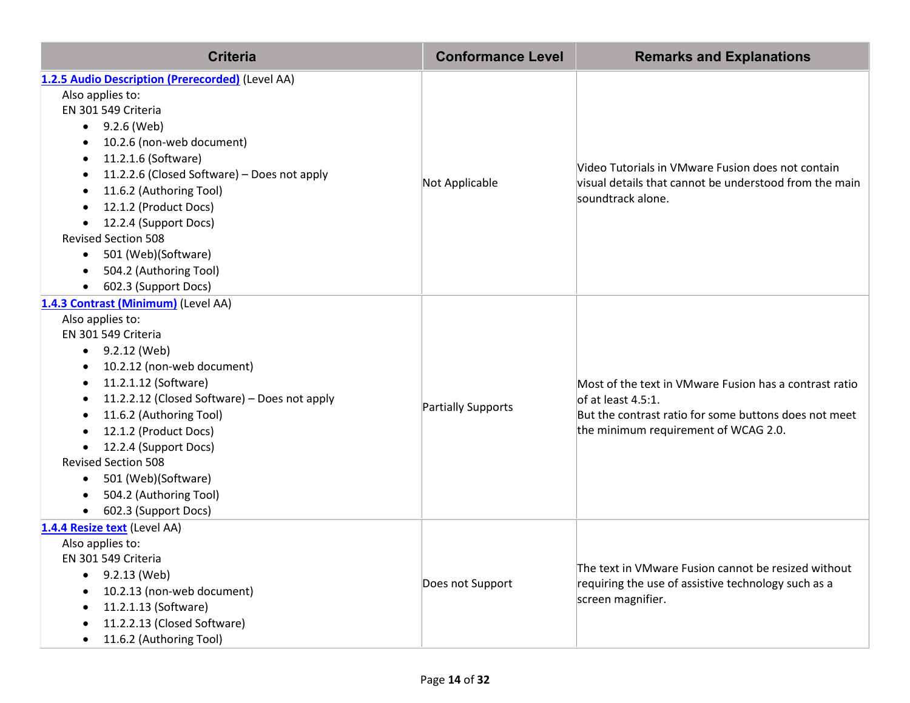| Criteria | Conformance Level | Remarks and Explanations |
| --- | --- | --- |
| **[1.2.5 Audio Description (Prerecorded)]** (Level AA)<br>Also applies to:<br>EN 301 549 Criteria<br>• 9.2.6 (Web)<br>• 10.2.6 (non-web document)<br>• 11.2.1.6 (Software)<br>• 11.2.2.6 (Closed Software) – Does not apply<br>• 11.6.2 (Authoring Tool)<br>• 12.1.2 (Product Docs)<br>• 12.2.4 (Support Docs)<br>Revised Section 508<br>• 501 (Web)(Software)<br>• 504.2 (Authoring Tool)<br>• 602.3 (Support Docs) | Not Applicable | Video Tutorials in VMware Fusion does not contain visual details that cannot be understood from the main soundtrack alone. |
| **[1.4.3 Contrast (Minimum)]** (Level AA)<br>Also applies to:<br>EN 301 549 Criteria<br>• 9.2.12 (Web)<br>• 10.2.12 (non-web document)<br>• 11.2.1.12 (Software)<br>• 11.2.2.12 (Closed Software) – Does not apply<br>• 11.6.2 (Authoring Tool)<br>• 12.1.2 (Product Docs)<br>• 12.2.4 (Support Docs)<br>Revised Section 508<br>• 501 (Web)(Software)<br>• 504.2 (Authoring Tool)<br>• 602.3 (Support Docs) | Partially Supports | Most of the text in VMware Fusion has a contrast ratio of at least 4.5:1.<br>But the contrast ratio for some buttons does not meet the minimum requirement of WCAG 2.0. |
| **[1.4.4 Resize text]** (Level AA)<br>Also applies to:<br>EN 301 549 Criteria<br>• 9.2.13 (Web)<br>• 10.2.13 (non-web document)<br>• 11.2.1.13 (Software)<br>• 11.2.2.13 (Closed Software)<br>• 11.6.2 (Authoring Tool) | Does not Support | The text in VMware Fusion cannot be resized without requiring the use of assistive technology such as a screen magnifier. |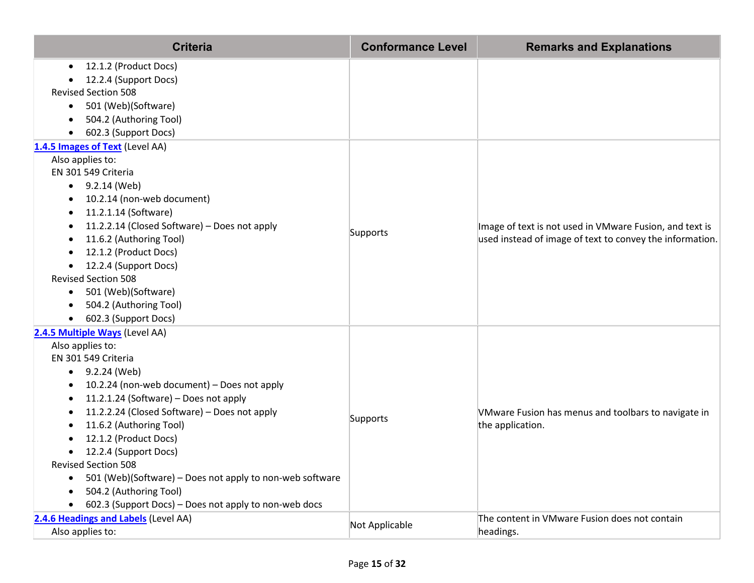| Criteria | Conformance Level | Remarks and Explanations |
| --- | --- | --- |
| • 12.1.2 (Product Docs)<br>• 12.2.4 (Support Docs)<br>Revised Section 508<br>• 501 (Web)(Software)<br>• 504.2 (Authoring Tool)<br>• 602.3 (Support Docs) | | |
| **1.4.5 Images of Text** (Level AA)<br>Also applies to:<br>EN 301 549 Criteria<br>• 9.2.14 (Web)<br>• 10.2.14 (non-web document)<br>• 11.2.1.14 (Software)<br>• 11.2.2.14 (Closed Software) – Does not apply<br>• 11.6.2 (Authoring Tool)<br>• 12.1.2 (Product Docs)<br>• 12.2.4 (Support Docs)<br>Revised Section 508<br>• 501 (Web)(Software)<br>• 504.2 (Authoring Tool)<br>• 602.3 (Support Docs) | Supports | Image of text is not used in VMware Fusion, and text is used instead of image of text to convey the information. |
| **2.4.5 Multiple Ways** (Level AA)<br>Also applies to:<br>EN 301 549 Criteria<br>• 9.2.24 (Web)<br>• 10.2.24 (non-web document) – Does not apply<br>• 11.2.1.24 (Software) – Does not apply<br>• 11.2.2.24 (Closed Software) – Does not apply<br>• 11.6.2 (Authoring Tool)<br>• 12.1.2 (Product Docs)<br>• 12.2.4 (Support Docs)<br>Revised Section 508<br>• 501 (Web)(Software) – Does not apply to non-web software<br>• 504.2 (Authoring Tool)<br>• 602.3 (Support Docs) – Does not apply to non-web docs | Supports | VMware Fusion has menus and toolbars to navigate in the application. |
| **2.4.6 Headings and Labels** (Level AA)<br>Also applies to: | Not Applicable | The content in VMware Fusion does not contain headings. |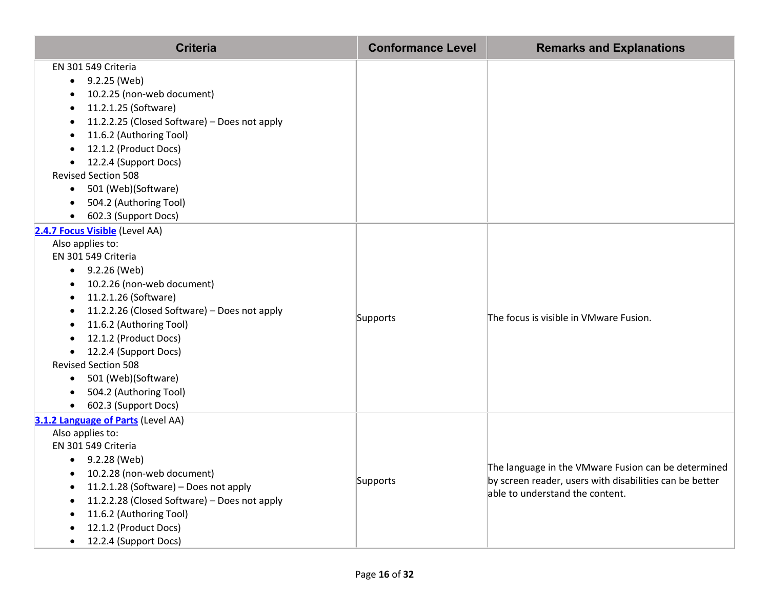| Criteria | Conformance Level | Remarks and Explanations |
| --- | --- | --- |
| EN 301 549 Criteria<br>• 9.2.25 (Web)<br>• 10.2.25 (non-web document)<br>• 11.2.1.25 (Software)<br>• 11.2.2.25 (Closed Software) – Does not apply<br>• 11.6.2 (Authoring Tool)<br>• 12.1.2 (Product Docs)<br>• 12.2.4 (Support Docs)<br>Revised Section 508<br>• 501 (Web)(Software)<br>• 504.2 (Authoring Tool)<br>• 602.3 (Support Docs) | | |
| **2.4.7 Focus Visible** (Level AA)<br>Also applies to:<br>EN 301 549 Criteria<br>• 9.2.26 (Web)<br>• 10.2.26 (non-web document)<br>• 11.2.1.26 (Software)<br>• 11.2.2.26 (Closed Software) – Does not apply<br>• 11.6.2 (Authoring Tool)<br>• 12.1.2 (Product Docs)<br>• 12.2.4 (Support Docs)<br>Revised Section 508<br>• 501 (Web)(Software)<br>• 504.2 (Authoring Tool)<br>• 602.3 (Support Docs) | Supports | The focus is visible in VMware Fusion. |
| **3.1.2 Language of Parts** (Level AA)<br>Also applies to:<br>EN 301 549 Criteria<br>• 9.2.28 (Web)<br>• 10.2.28 (non-web document)<br>• 11.2.1.28 (Software) – Does not apply<br>• 11.2.2.28 (Closed Software) – Does not apply<br>• 11.6.2 (Authoring Tool)<br>• 12.1.2 (Product Docs)<br>• 12.2.4 (Support Docs) | Supports | The language in the VMware Fusion can be determined by screen reader, users with disabilities can be better able to understand the content. |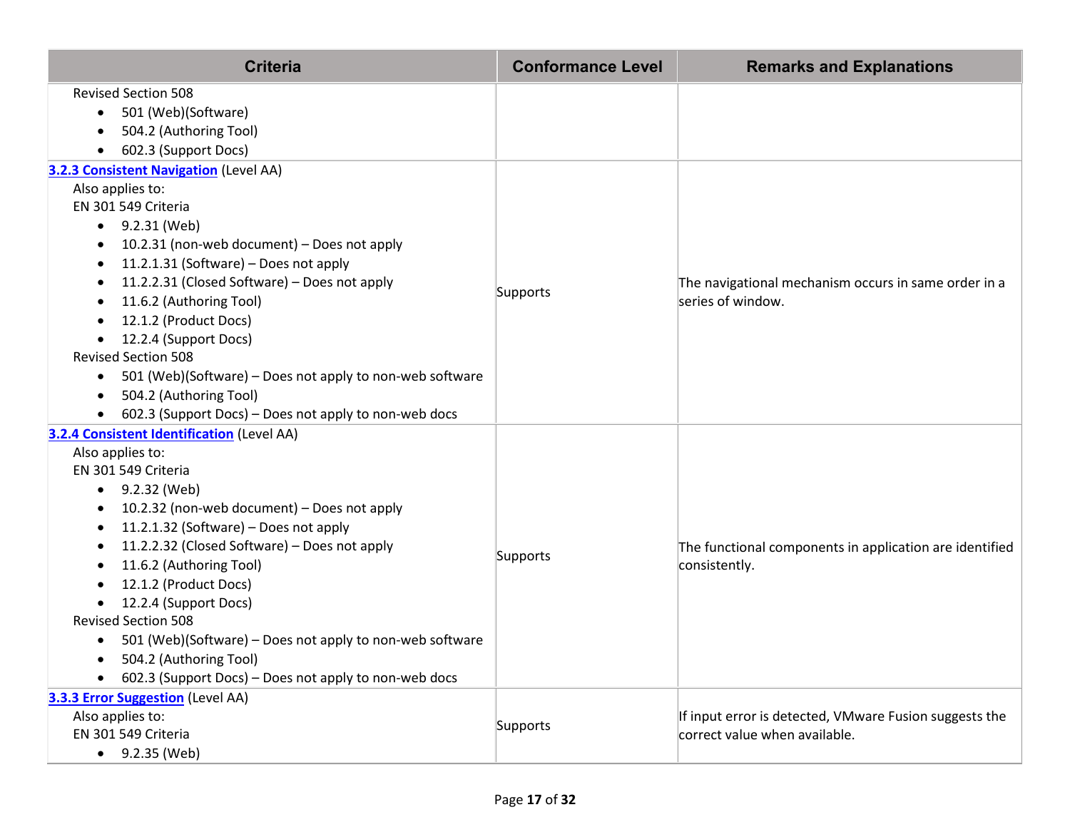| Criteria | Conformance Level | Remarks and Explanations |
| --- | --- | --- |
| Revised Section 508<br>• 501 (Web)(Software)<br>• 504.2 (Authoring Tool)<br>• 602.3 (Support Docs) | | |
| **3.2.3 Consistent Navigation** (Level AA)<br>Also applies to:<br>EN 301 549 Criteria<br>• 9.2.31 (Web)<br>• 10.2.31 (non-web document) – Does not apply<br>• 11.2.1.31 (Software) – Does not apply<br>• 11.2.2.31 (Closed Software) – Does not apply<br>• 11.6.2 (Authoring Tool)<br>• 12.1.2 (Product Docs)<br>• 12.2.4 (Support Docs)<br>Revised Section 508<br>• 501 (Web)(Software) – Does not apply to non-web software<br>• 504.2 (Authoring Tool)<br>• 602.3 (Support Docs) – Does not apply to non-web docs | Supports | The navigational mechanism occurs in same order in a series of window. |
| **3.2.4 Consistent Identification** (Level AA)<br>Also applies to:<br>EN 301 549 Criteria<br>• 9.2.32 (Web)<br>• 10.2.32 (non-web document) – Does not apply<br>• 11.2.1.32 (Software) – Does not apply<br>• 11.2.2.32 (Closed Software) – Does not apply<br>• 11.6.2 (Authoring Tool)<br>• 12.1.2 (Product Docs)<br>• 12.2.4 (Support Docs)<br>Revised Section 508<br>• 501 (Web)(Software) – Does not apply to non-web software<br>• 504.2 (Authoring Tool)<br>• 602.3 (Support Docs) – Does not apply to non-web docs | Supports | The functional components in application are identified consistently. |
| **3.3.3 Error Suggestion** (Level AA)<br>Also applies to:<br>EN 301 549 Criteria<br>• 9.2.35 (Web) | Supports | If input error is detected, VMware Fusion suggests the correct value when available. |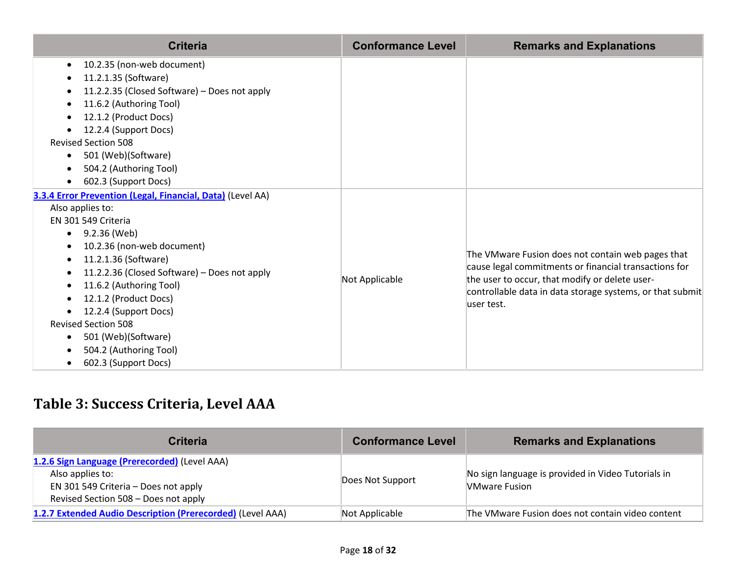| Criteria | Conformance Level | Remarks and Explanations |
|---|---|---|
| • 10.2.35 (non-web document)<br>• 11.2.1.35 (Software)<br>• 11.2.2.35 (Closed Software) – Does not apply<br>• 11.6.2 (Authoring Tool)<br>• 12.1.2 (Product Docs)<br>• 12.2.4 (Support Docs)<br>Revised Section 508<br>• 501 (Web)(Software)<br>• 504.2 (Authoring Tool)<br>• 602.3 (Support Docs) | | |
| **3.3.4 Error Prevention (Legal, Financial, Data)** (Level AA)<br>Also applies to:<br>EN 301 549 Criteria<br>• 9.2.36 (Web)<br>• 10.2.36 (non-web document)<br>• 11.2.1.36 (Software)<br>• 11.2.2.36 (Closed Software) – Does not apply<br>• 11.6.2 (Authoring Tool)<br>• 12.1.2 (Product Docs)<br>• 12.2.4 (Support Docs)<br>Revised Section 508<br>• 501 (Web)(Software)<br>• 504.2 (Authoring Tool)<br>• 602.3 (Support Docs) | Not Applicable | The VMware Fusion does not contain web pages that cause legal commitments or financial transactions for the user to occur, that modify or delete user-controllable data in data storage systems, or that submit user test. |

## Table 3: Success Criteria, Level AAA

| Criteria | Conformance Level | Remarks and Explanations |
|---|---|---|
| **1.2.6 Sign Language (Prerecorded)** (Level AAA)<br>Also applies to:<br>EN 301 549 Criteria – Does not apply<br>Revised Section 508 – Does not apply | Does Not Support | No sign language is provided in Video Tutorials in VMware Fusion |
| **1.2.7 Extended Audio Description (Prerecorded)** (Level AAA) | Not Applicable | The VMware Fusion does not contain video content |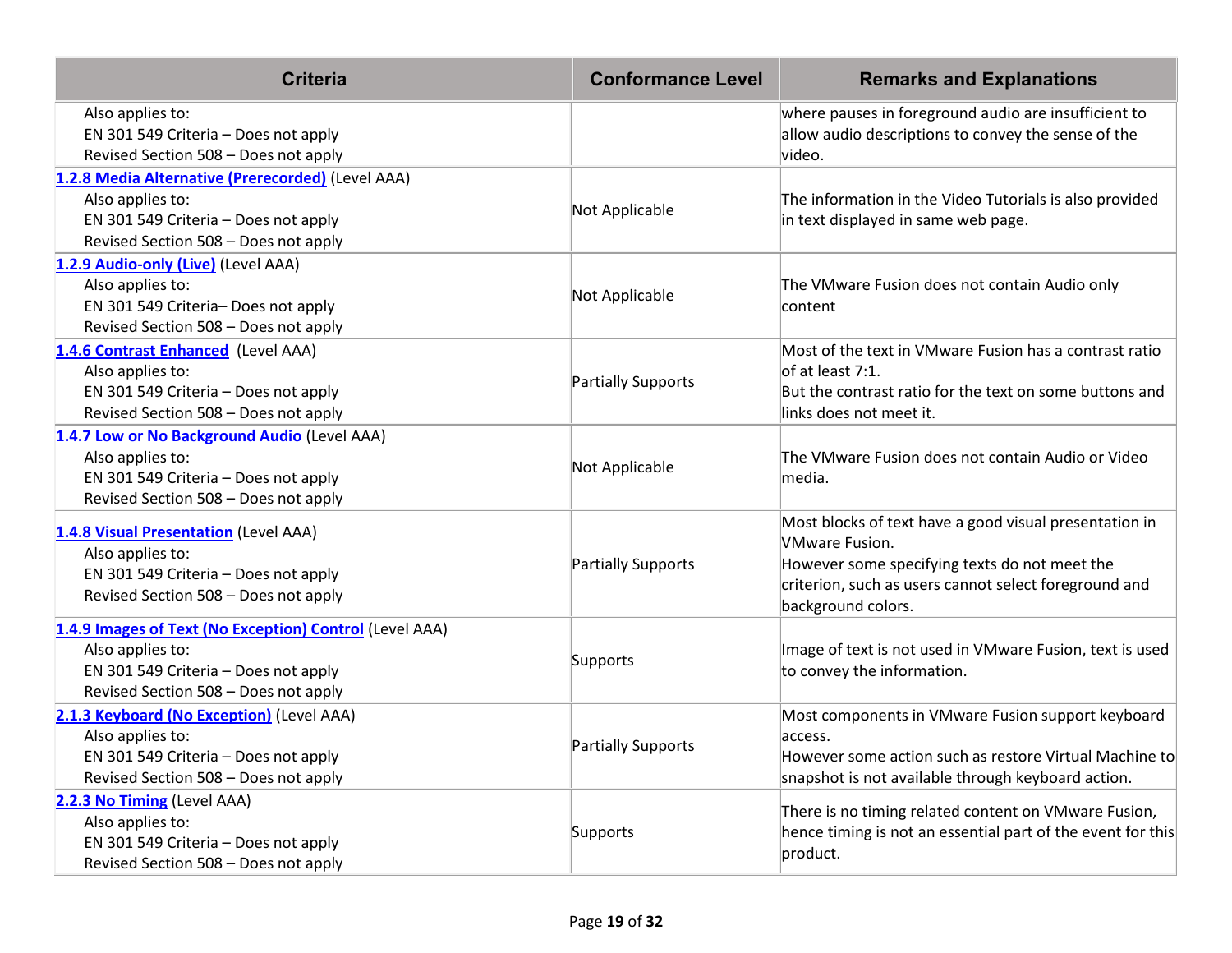| Criteria | Conformance Level | Remarks and Explanations |
|---|---|---|
| Also applies to:<br>EN 301 549 Criteria – Does not apply<br>Revised Section 508 – Does not apply | | where pauses in foreground audio are insufficient to allow audio descriptions to convey the sense of the video. |
| **1.2.8 Media Alternative (Prerecorded)** (Level AAA)<br>Also applies to:<br>EN 301 549 Criteria – Does not apply<br>Revised Section 508 – Does not apply | Not Applicable | The information in the Video Tutorials is also provided in text displayed in same web page. |
| **1.2.9 Audio-only (Live)** (Level AAA)<br>Also applies to:<br>EN 301 549 Criteria– Does not apply<br>Revised Section 508 – Does not apply | Not Applicable | The VMware Fusion does not contain Audio only content |
| **1.4.6 Contrast Enhanced** (Level AAA)<br>Also applies to:<br>EN 301 549 Criteria – Does not apply<br>Revised Section 508 – Does not apply | Partially Supports | Most of the text in VMware Fusion has a contrast ratio of at least 7:1.<br>But the contrast ratio for the text on some buttons and links does not meet it. |
| **1.4.7 Low or No Background Audio** (Level AAA)<br>Also applies to:<br>EN 301 549 Criteria – Does not apply<br>Revised Section 508 – Does not apply | Not Applicable | The VMware Fusion does not contain Audio or Video media. |
| **1.4.8 Visual Presentation** (Level AAA)<br>Also applies to:<br>EN 301 549 Criteria – Does not apply<br>Revised Section 508 – Does not apply | Partially Supports | Most blocks of text have a good visual presentation in VMware Fusion.<br>However some specifying texts do not meet the criterion, such as users cannot select foreground and background colors. |
| **1.4.9 Images of Text (No Exception) Control** (Level AAA)<br>Also applies to:<br>EN 301 549 Criteria – Does not apply<br>Revised Section 508 – Does not apply | Supports | Image of text is not used in VMware Fusion, text is used to convey the information. |
| **2.1.3 Keyboard (No Exception)** (Level AAA)<br>Also applies to:<br>EN 301 549 Criteria – Does not apply<br>Revised Section 508 – Does not apply | Partially Supports | Most components in VMware Fusion support keyboard access.<br>However some action such as restore Virtual Machine to snapshot is not available through keyboard action. |
| **2.2.3 No Timing** (Level AAA)<br>Also applies to:<br>EN 301 549 Criteria – Does not apply<br>Revised Section 508 – Does not apply | Supports | There is no timing related content on VMware Fusion, hence timing is not an essential part of the event for this product. |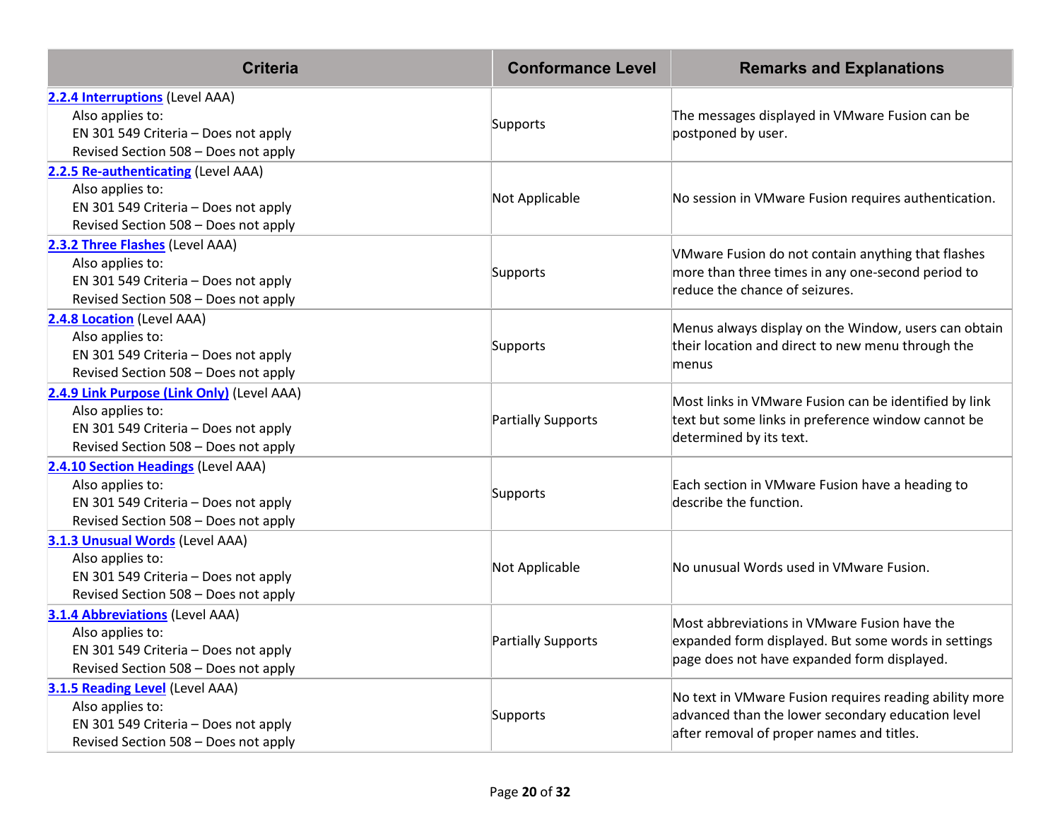| Criteria | Conformance Level | Remarks and Explanations |
| --- | --- | --- |
| **2.2.4 Interruptions** (Level AAA)<br>Also applies to:<br>EN 301 549 Criteria – Does not apply<br>Revised Section 508 – Does not apply | Supports | The messages displayed in VMware Fusion can be postponed by user. |
| **2.2.5 Re-authenticating** (Level AAA)<br>Also applies to:<br>EN 301 549 Criteria – Does not apply<br>Revised Section 508 – Does not apply | Not Applicable | No session in VMware Fusion requires authentication. |
| **2.3.2 Three Flashes** (Level AAA)<br>Also applies to:<br>EN 301 549 Criteria – Does not apply<br>Revised Section 508 – Does not apply | Supports | VMware Fusion do not contain anything that flashes more than three times in any one-second period to reduce the chance of seizures. |
| **2.4.8 Location** (Level AAA)<br>Also applies to:<br>EN 301 549 Criteria – Does not apply<br>Revised Section 508 – Does not apply | Supports | Menus always display on the Window, users can obtain their location and direct to new menu through the menus |
| **2.4.9 Link Purpose (Link Only)** (Level AAA)<br>Also applies to:<br>EN 301 549 Criteria – Does not apply<br>Revised Section 508 – Does not apply | Partially Supports | Most links in VMware Fusion can be identified by link text but some links in preference window cannot be determined by its text. |
| **2.4.10 Section Headings** (Level AAA)<br>Also applies to:<br>EN 301 549 Criteria – Does not apply<br>Revised Section 508 – Does not apply | Supports | Each section in VMware Fusion have a heading to describe the function. |
| **3.1.3 Unusual Words** (Level AAA)<br>Also applies to:<br>EN 301 549 Criteria – Does not apply<br>Revised Section 508 – Does not apply | Not Applicable | No unusual Words used in VMware Fusion. |
| **3.1.4 Abbreviations** (Level AAA)<br>Also applies to:<br>EN 301 549 Criteria – Does not apply<br>Revised Section 508 – Does not apply | Partially Supports | Most abbreviations in VMware Fusion have the expanded form displayed. But some words in settings page does not have expanded form displayed. |
| **3.1.5 Reading Level** (Level AAA)<br>Also applies to:<br>EN 301 549 Criteria – Does not apply<br>Revised Section 508 – Does not apply | Supports | No text in VMware Fusion requires reading ability more advanced than the lower secondary education level after removal of proper names and titles. |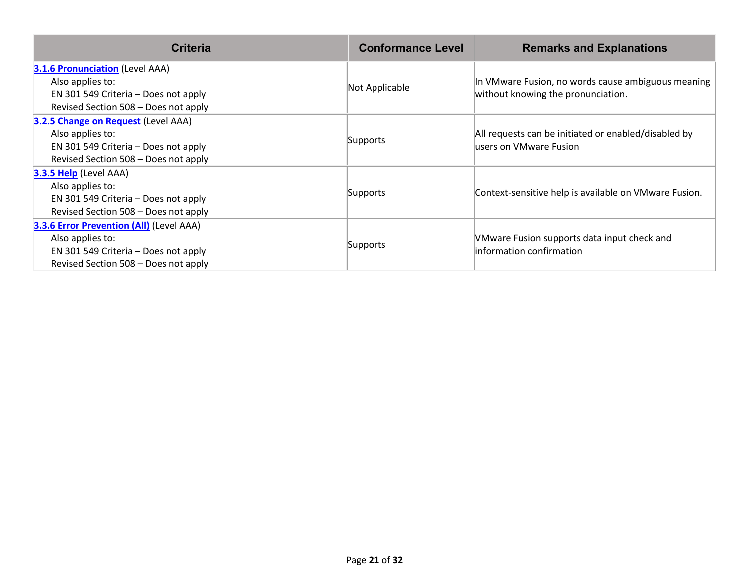| Criteria | Conformance Level | Remarks and Explanations |
| --- | --- | --- |
| **3.1.6 Pronunciation** (Level AAA)<br>Also applies to:<br>EN 301 549 Criteria – Does not apply<br>Revised Section 508 – Does not apply | Not Applicable | In VMware Fusion, no words cause ambiguous meaning without knowing the pronunciation. |
| **3.2.5 Change on Request** (Level AAA)<br>Also applies to:<br>EN 301 549 Criteria – Does not apply<br>Revised Section 508 – Does not apply | Supports | All requests can be initiated or enabled/disabled by users on VMware Fusion |
| **3.3.5 Help** (Level AAA)<br>Also applies to:<br>EN 301 549 Criteria – Does not apply<br>Revised Section 508 – Does not apply | Supports | Context-sensitive help is available on VMware Fusion. |
| **3.3.6 Error Prevention (All)** (Level AAA)<br>Also applies to:<br>EN 301 549 Criteria – Does not apply<br>Revised Section 508 – Does not apply | Supports | VMware Fusion supports data input check and information confirmation |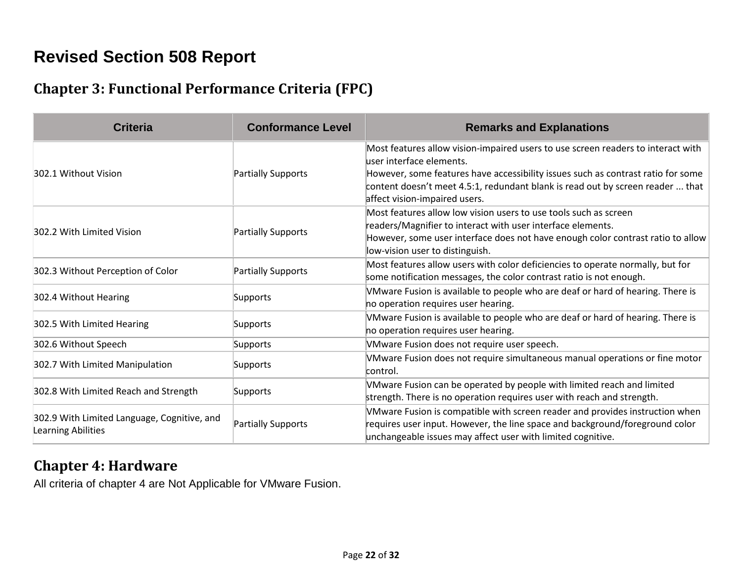# Revised Section 508 Report

## Chapter 3: Functional Performance Criteria (FPC)

| Criteria | Conformance Level | Remarks and Explanations |
| --- | --- | --- |
| 302.1 Without Vision | Partially Supports | Most features allow vision-impaired users to use screen readers to interact with user interface elements.<br>However, some features have accessibility issues such as contrast ratio for some content doesn't meet 4.5:1, redundant blank is read out by screen reader ... that affect vision-impaired users. |
| 302.2 With Limited Vision | Partially Supports | Most features allow low vision users to use tools such as screen readers/Magnifier to interact with user interface elements.<br>However, some user interface does not have enough color contrast ratio to allow low-vision user to distinguish. |
| 302.3 Without Perception of Color | Partially Supports | Most features allow users with color deficiencies to operate normally, but for some notification messages, the color contrast ratio is not enough. |
| 302.4 Without Hearing | Supports | VMware Fusion is available to people who are deaf or hard of hearing. There is no operation requires user hearing. |
| 302.5 With Limited Hearing | Supports | VMware Fusion is available to people who are deaf or hard of hearing. There is no operation requires user hearing. |
| 302.6 Without Speech | Supports | VMware Fusion does not require user speech. |
| 302.7 With Limited Manipulation | Supports | VMware Fusion does not require simultaneous manual operations or fine motor control. |
| 302.8 With Limited Reach and Strength | Supports | VMware Fusion can be operated by people with limited reach and limited strength. There is no operation requires user with reach and strength. |
| 302.9 With Limited Language, Cognitive, and Learning Abilities | Partially Supports | VMware Fusion is compatible with screen reader and provides instruction when requires user input. However, the line space and background/foreground color unchangeable issues may affect user with limited cognitive. |

## Chapter 4: Hardware

All criteria of chapter 4 are Not Applicable for VMware Fusion.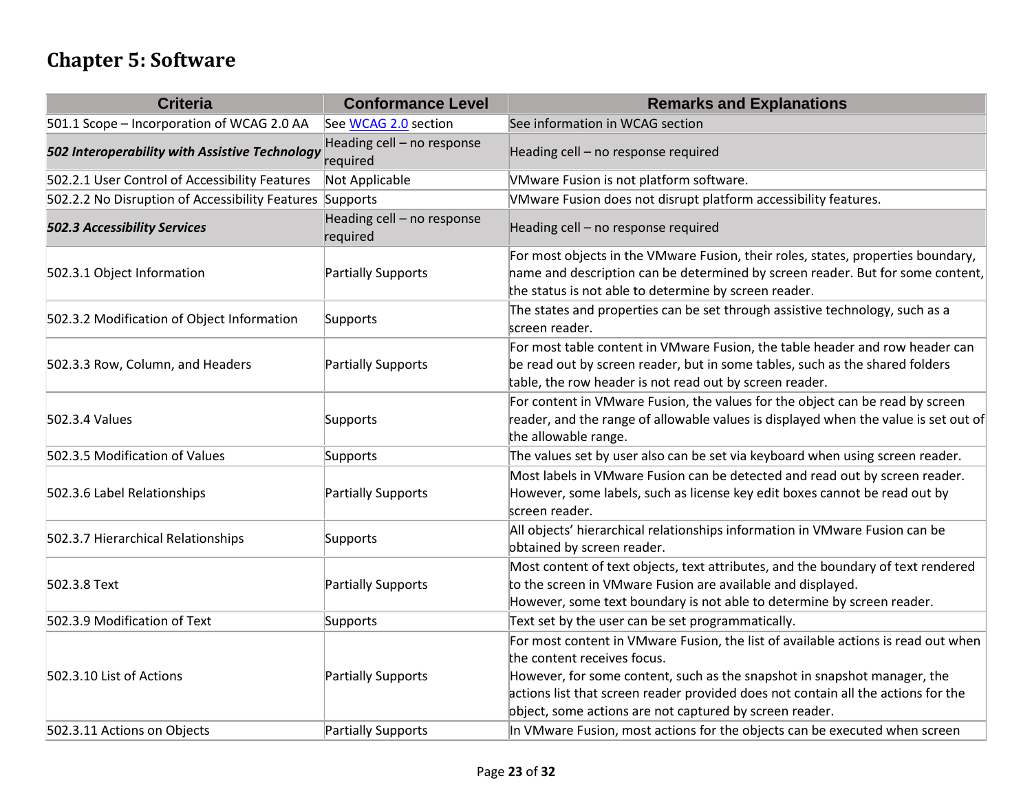## Chapter 5: Software

| Criteria | Conformance Level | Remarks and Explanations |
| --- | --- | --- |
| 501.1 Scope – Incorporation of WCAG 2.0 AA | See [WCAG 2.0](#) section | See information in WCAG section |
| ***502 Interoperability with Assistive Technology*** | Heading cell – no response required | Heading cell – no response required |
| 502.2.1 User Control of Accessibility Features | Not Applicable | VMware Fusion is not platform software. |
| 502.2.2 No Disruption of Accessibility Features | Supports | VMware Fusion does not disrupt platform accessibility features. |
| ***502.3 Accessibility Services*** | Heading cell – no response required | Heading cell – no response required |
| 502.3.1 Object Information | Partially Supports | For most objects in the VMware Fusion, their roles, states, properties boundary, name and description can be determined by screen reader. But for some content, the status is not able to determine by screen reader. |
| 502.3.2 Modification of Object Information | Supports | The states and properties can be set through assistive technology, such as a screen reader. |
| 502.3.3 Row, Column, and Headers | Partially Supports | For most table content in VMware Fusion, the table header and row header can be read out by screen reader, but in some tables, such as the shared folders table, the row header is not read out by screen reader. |
| 502.3.4 Values | Supports | For content in VMware Fusion, the values for the object can be read by screen reader, and the range of allowable values is displayed when the value is set out of the allowable range. |
| 502.3.5 Modification of Values | Supports | The values set by user also can be set via keyboard when using screen reader. |
| 502.3.6 Label Relationships | Partially Supports | Most labels in VMware Fusion can be detected and read out by screen reader. However, some labels, such as license key edit boxes cannot be read out by screen reader. |
| 502.3.7 Hierarchical Relationships | Supports | All objects' hierarchical relationships information in VMware Fusion can be obtained by screen reader. |
| 502.3.8 Text | Partially Supports | Most content of text objects, text attributes, and the boundary of text rendered to the screen in VMware Fusion are available and displayed.<br>However, some text boundary is not able to determine by screen reader. |
| 502.3.9 Modification of Text | Supports | Text set by the user can be set programmatically. |
| 502.3.10 List of Actions | Partially Supports | For most content in VMware Fusion, the list of available actions is read out when the content receives focus.<br>However, for some content, such as the snapshot in snapshot manager, the actions list that screen reader provided does not contain all the actions for the object, some actions are not captured by screen reader. |
| 502.3.11 Actions on Objects | Partially Supports | In VMware Fusion, most actions for the objects can be executed when screen |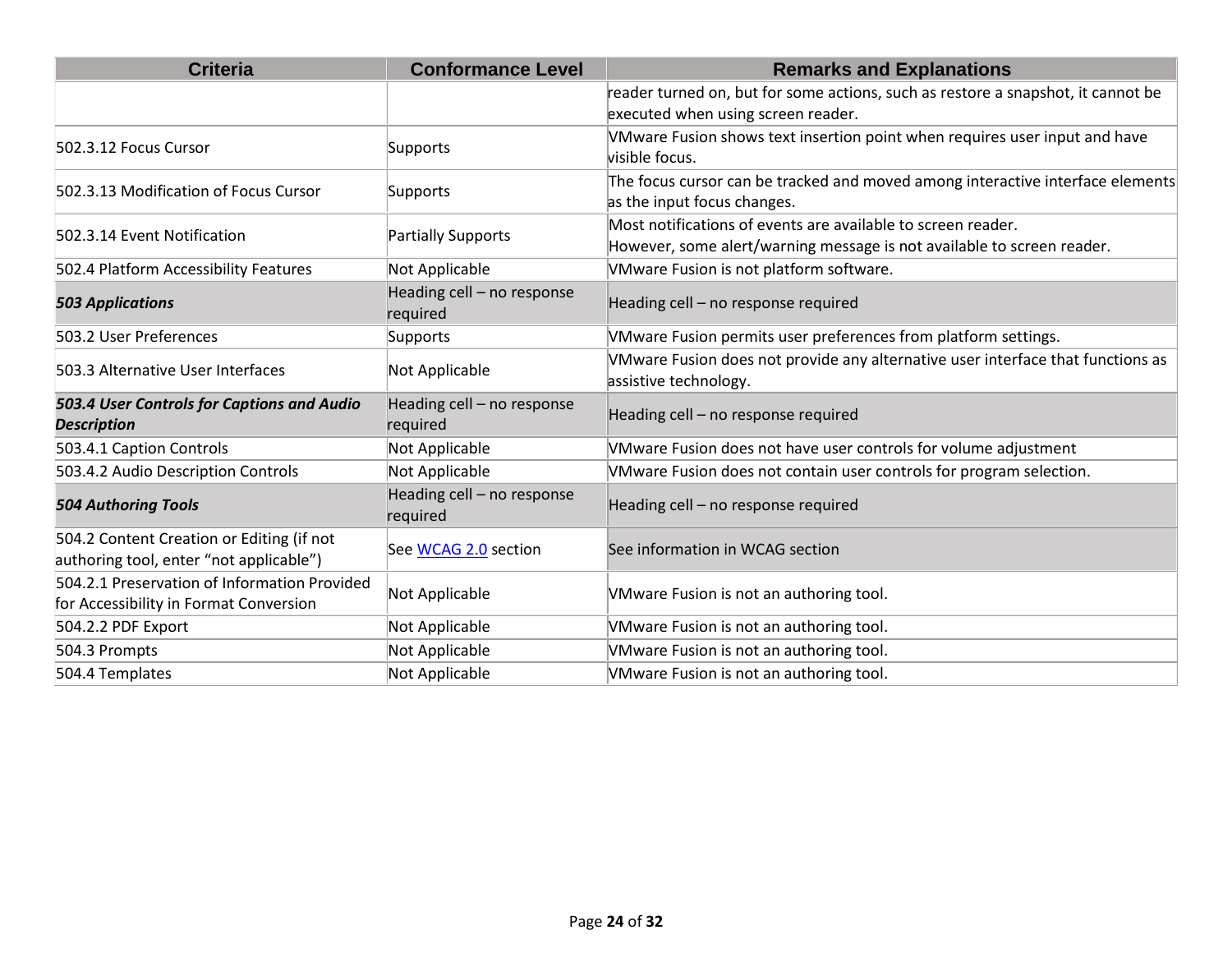| Criteria | Conformance Level | Remarks and Explanations |
|---|---|---|
| | | reader turned on, but for some actions, such as restore a snapshot, it cannot be executed when using screen reader. |
| 502.3.12 Focus Cursor | Supports | VMware Fusion shows text insertion point when requires user input and have visible focus. |
| 502.3.13 Modification of Focus Cursor | Supports | The focus cursor can be tracked and moved among interactive interface elements as the input focus changes. |
| 502.3.14 Event Notification | Partially Supports | Most notifications of events are available to screen reader.<br>However, some alert/warning message is not available to screen reader. |
| 502.4 Platform Accessibility Features | Not Applicable | VMware Fusion is not platform software. |
| ***503 Applications*** | Heading cell – no response required | Heading cell – no response required |
| 503.2 User Preferences | Supports | VMware Fusion permits user preferences from platform settings. |
| 503.3 Alternative User Interfaces | Not Applicable | VMware Fusion does not provide any alternative user interface that functions as assistive technology. |
| ***503.4 User Controls for Captions and Audio Description*** | Heading cell – no response required | Heading cell – no response required |
| 503.4.1 Caption Controls | Not Applicable | VMware Fusion does not have user controls for volume adjustment |
| 503.4.2 Audio Description Controls | Not Applicable | VMware Fusion does not contain user controls for program selection. |
| ***504 Authoring Tools*** | Heading cell – no response required | Heading cell – no response required |
| 504.2 Content Creation or Editing (if not authoring tool, enter "not applicable") | See WCAG 2.0 section | See information in WCAG section |
| 504.2.1 Preservation of Information Provided for Accessibility in Format Conversion | Not Applicable | VMware Fusion is not an authoring tool. |
| 504.2.2 PDF Export | Not Applicable | VMware Fusion is not an authoring tool. |
| 504.3 Prompts | Not Applicable | VMware Fusion is not an authoring tool. |
| 504.4 Templates | Not Applicable | VMware Fusion is not an authoring tool. |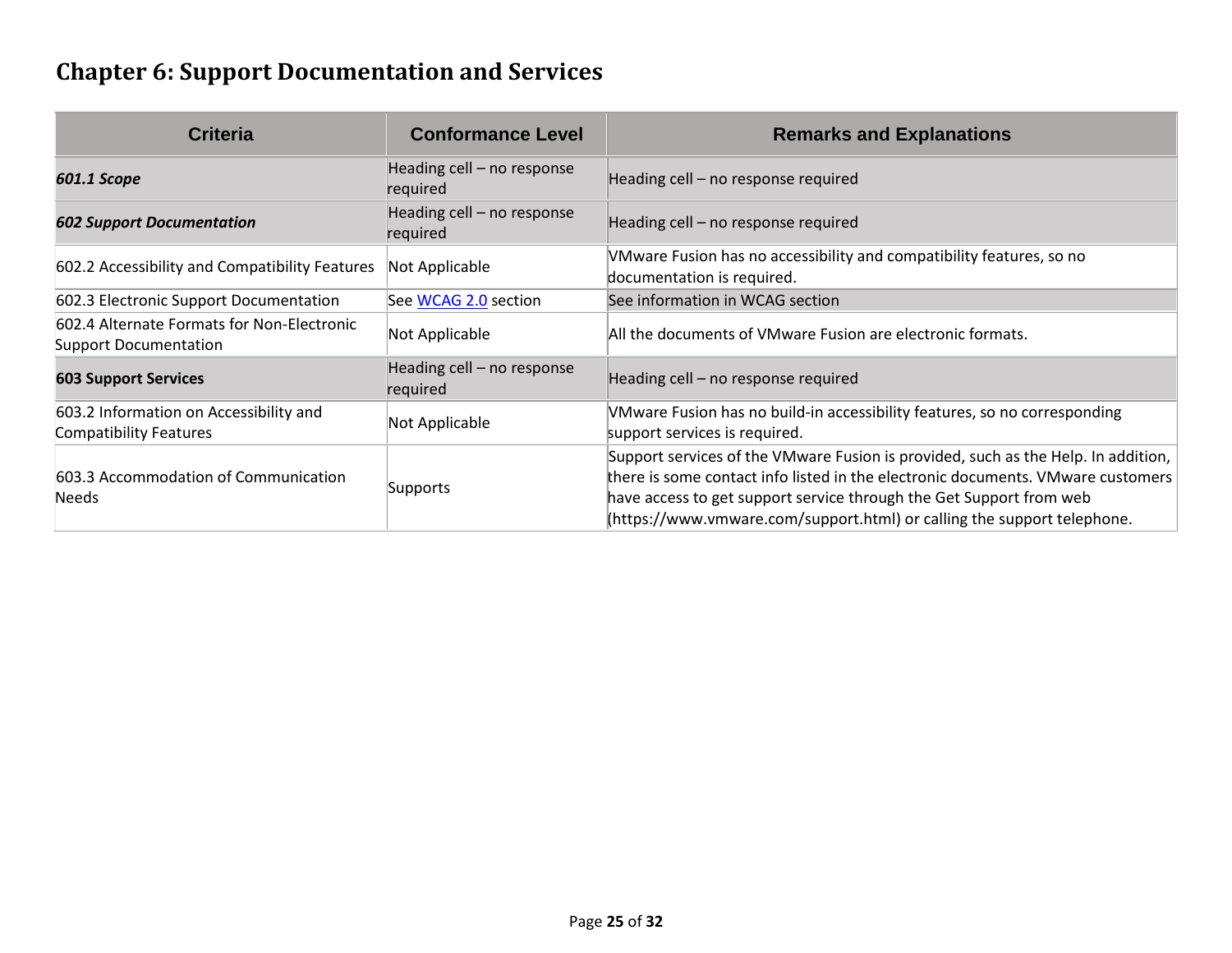## Chapter 6: Support Documentation and Services

| Criteria | Conformance Level | Remarks and Explanations |
|---|---|---|
| ***601.1 Scope*** | Heading cell – no response required | Heading cell – no response required |
| ***602 Support Documentation*** | Heading cell – no response required | Heading cell – no response required |
| 602.2 Accessibility and Compatibility Features | Not Applicable | VMware Fusion has no accessibility and compatibility features, so no documentation is required. |
| 602.3 Electronic Support Documentation | See [WCAG 2.0]() section | See information in WCAG section |
| 602.4 Alternate Formats for Non-Electronic Support Documentation | Not Applicable | All the documents of VMware Fusion are electronic formats. |
| **603 Support Services** | Heading cell – no response required | Heading cell – no response required |
| 603.2 Information on Accessibility and Compatibility Features | Not Applicable | VMware Fusion has no build-in accessibility features, so no corresponding support services is required. |
| 603.3 Accommodation of Communication Needs | Supports | Support services of the VMware Fusion is provided, such as the Help. In addition, there is some contact info listed in the electronic documents. VMware customers have access to get support service through the Get Support from web (https://www.vmware.com/support.html) or calling the support telephone. |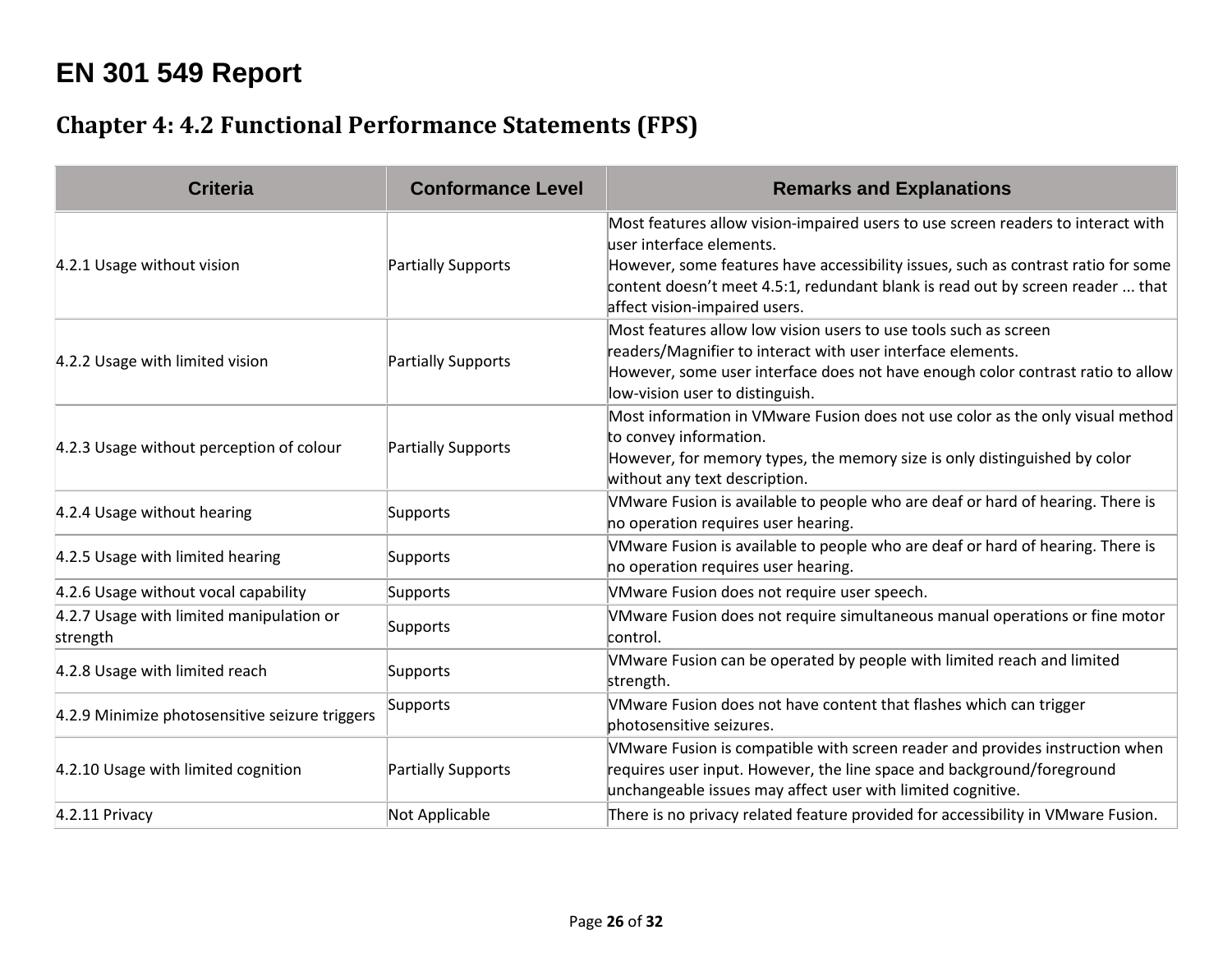# EN 301 549 Report

## Chapter 4: 4.2 Functional Performance Statements (FPS)

| Criteria | Conformance Level | Remarks and Explanations |
| --- | --- | --- |
| 4.2.1 Usage without vision | Partially Supports | Most features allow vision-impaired users to use screen readers to interact with user interface elements.<br>However, some features have accessibility issues, such as contrast ratio for some content doesn't meet 4.5:1, redundant blank is read out by screen reader ... that affect vision-impaired users. |
| 4.2.2 Usage with limited vision | Partially Supports | Most features allow low vision users to use tools such as screen readers/Magnifier to interact with user interface elements.<br>However, some user interface does not have enough color contrast ratio to allow low-vision user to distinguish. |
| 4.2.3 Usage without perception of colour | Partially Supports | Most information in VMware Fusion does not use color as the only visual method to convey information.<br>However, for memory types, the memory size is only distinguished by color without any text description. |
| 4.2.4 Usage without hearing | Supports | VMware Fusion is available to people who are deaf or hard of hearing. There is no operation requires user hearing. |
| 4.2.5 Usage with limited hearing | Supports | VMware Fusion is available to people who are deaf or hard of hearing. There is no operation requires user hearing. |
| 4.2.6 Usage without vocal capability | Supports | VMware Fusion does not require user speech. |
| 4.2.7 Usage with limited manipulation or strength | Supports | VMware Fusion does not require simultaneous manual operations or fine motor control. |
| 4.2.8 Usage with limited reach | Supports | VMware Fusion can be operated by people with limited reach and limited strength. |
| 4.2.9 Minimize photosensitive seizure triggers | Supports | VMware Fusion does not have content that flashes which can trigger photosensitive seizures. |
| 4.2.10 Usage with limited cognition | Partially Supports | VMware Fusion is compatible with screen reader and provides instruction when requires user input. However, the line space and background/foreground unchangeable issues may affect user with limited cognitive. |
| 4.2.11 Privacy | Not Applicable | There is no privacy related feature provided for accessibility in VMware Fusion. |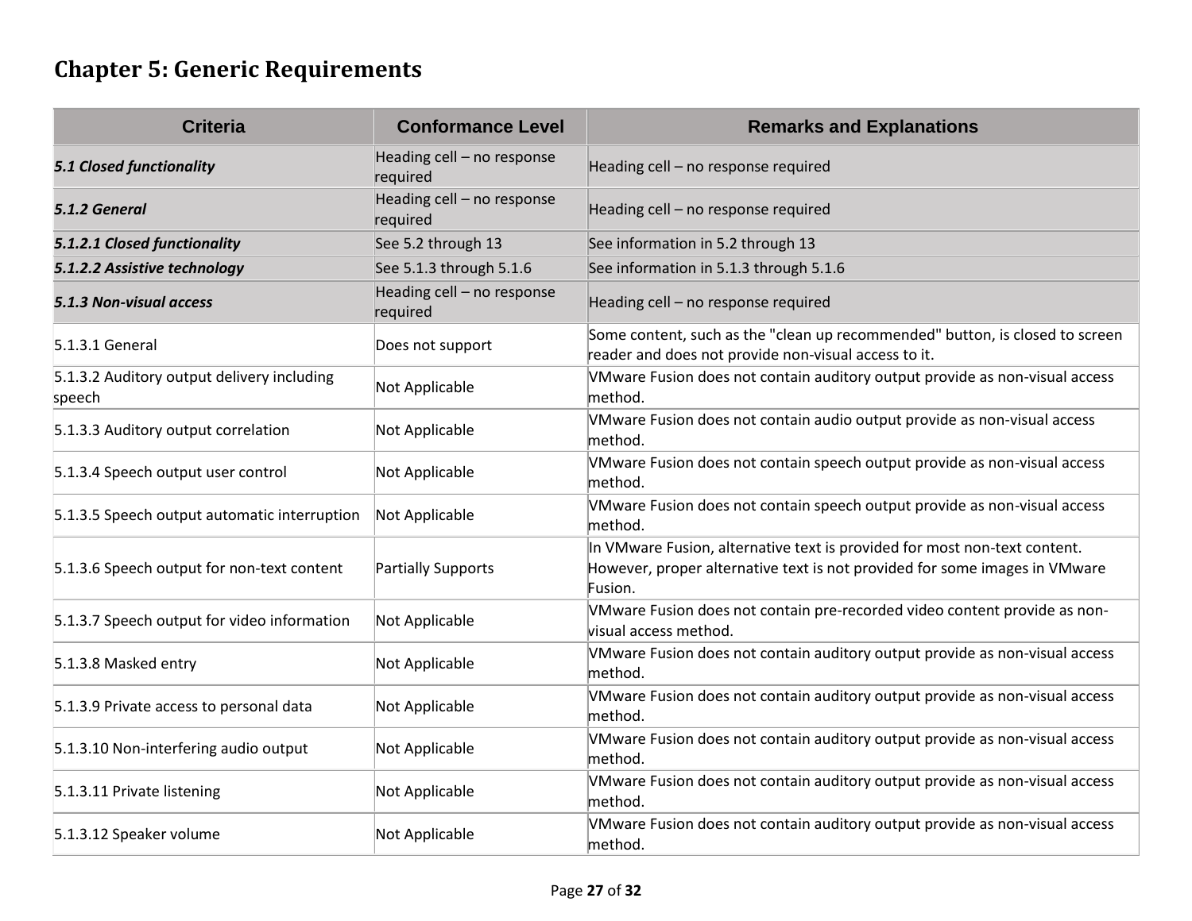## Chapter 5: Generic Requirements

| Criteria | Conformance Level | Remarks and Explanations |
|---|---|---|
| ***5.1 Closed functionality*** | Heading cell – no response required | Heading cell – no response required |
| ***5.1.2 General*** | Heading cell – no response required | Heading cell – no response required |
| ***5.1.2.1 Closed functionality*** | See 5.2 through 13 | See information in 5.2 through 13 |
| ***5.1.2.2 Assistive technology*** | See 5.1.3 through 5.1.6 | See information in 5.1.3 through 5.1.6 |
| ***5.1.3 Non-visual access*** | Heading cell – no response required | Heading cell – no response required |
| 5.1.3.1 General | Does not support | Some content, such as the "clean up recommended" button, is closed to screen reader and does not provide non-visual access to it. |
| 5.1.3.2 Auditory output delivery including speech | Not Applicable | VMware Fusion does not contain auditory output provide as non-visual access method. |
| 5.1.3.3 Auditory output correlation | Not Applicable | VMware Fusion does not contain audio output provide as non-visual access method. |
| 5.1.3.4 Speech output user control | Not Applicable | VMware Fusion does not contain speech output provide as non-visual access method. |
| 5.1.3.5 Speech output automatic interruption | Not Applicable | VMware Fusion does not contain speech output provide as non-visual access method. |
| 5.1.3.6 Speech output for non-text content | Partially Supports | In VMware Fusion, alternative text is provided for most non-text content. However, proper alternative text is not provided for some images in VMware Fusion. |
| 5.1.3.7 Speech output for video information | Not Applicable | VMware Fusion does not contain pre-recorded video content provide as non-visual access method. |
| 5.1.3.8 Masked entry | Not Applicable | VMware Fusion does not contain auditory output provide as non-visual access method. |
| 5.1.3.9 Private access to personal data | Not Applicable | VMware Fusion does not contain auditory output provide as non-visual access method. |
| 5.1.3.10 Non-interfering audio output | Not Applicable | VMware Fusion does not contain auditory output provide as non-visual access method. |
| 5.1.3.11 Private listening | Not Applicable | VMware Fusion does not contain auditory output provide as non-visual access method. |
| 5.1.3.12 Speaker volume | Not Applicable | VMware Fusion does not contain auditory output provide as non-visual access method. |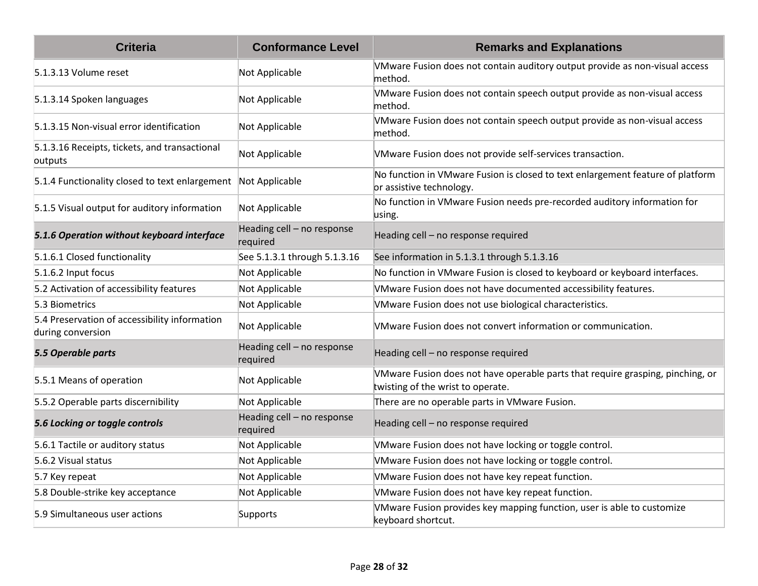| Criteria | Conformance Level | Remarks and Explanations |
| --- | --- | --- |
| 5.1.3.13 Volume reset | Not Applicable | VMware Fusion does not contain auditory output provide as non-visual access method. |
| 5.1.3.14 Spoken languages | Not Applicable | VMware Fusion does not contain speech output provide as non-visual access method. |
| 5.1.3.15 Non-visual error identification | Not Applicable | VMware Fusion does not contain speech output provide as non-visual access method. |
| 5.1.3.16 Receipts, tickets, and transactional outputs | Not Applicable | VMware Fusion does not provide self-services transaction. |
| 5.1.4 Functionality closed to text enlargement | Not Applicable | No function in VMware Fusion is closed to text enlargement feature of platform or assistive technology. |
| 5.1.5 Visual output for auditory information | Not Applicable | No function in VMware Fusion needs pre-recorded auditory information for using. |
| ***5.1.6 Operation without keyboard interface*** | Heading cell – no response required | Heading cell – no response required |
| 5.1.6.1 Closed functionality | See 5.1.3.1 through 5.1.3.16 | See information in 5.1.3.1 through 5.1.3.16 |
| 5.1.6.2 Input focus | Not Applicable | No function in VMware Fusion is closed to keyboard or keyboard interfaces. |
| 5.2 Activation of accessibility features | Not Applicable | VMware Fusion does not have documented accessibility features. |
| 5.3 Biometrics | Not Applicable | VMware Fusion does not use biological characteristics. |
| 5.4 Preservation of accessibility information during conversion | Not Applicable | VMware Fusion does not convert information or communication. |
| ***5.5 Operable parts*** | Heading cell – no response required | Heading cell – no response required |
| 5.5.1 Means of operation | Not Applicable | VMware Fusion does not have operable parts that require grasping, pinching, or twisting of the wrist to operate. |
| 5.5.2 Operable parts discernibility | Not Applicable | There are no operable parts in VMware Fusion. |
| ***5.6 Locking or toggle controls*** | Heading cell – no response required | Heading cell – no response required |
| 5.6.1 Tactile or auditory status | Not Applicable | VMware Fusion does not have locking or toggle control. |
| 5.6.2 Visual status | Not Applicable | VMware Fusion does not have locking or toggle control. |
| 5.7 Key repeat | Not Applicable | VMware Fusion does not have key repeat function. |
| 5.8 Double-strike key acceptance | Not Applicable | VMware Fusion does not have key repeat function. |
| 5.9 Simultaneous user actions | Supports | VMware Fusion provides key mapping function, user is able to customize keyboard shortcut. |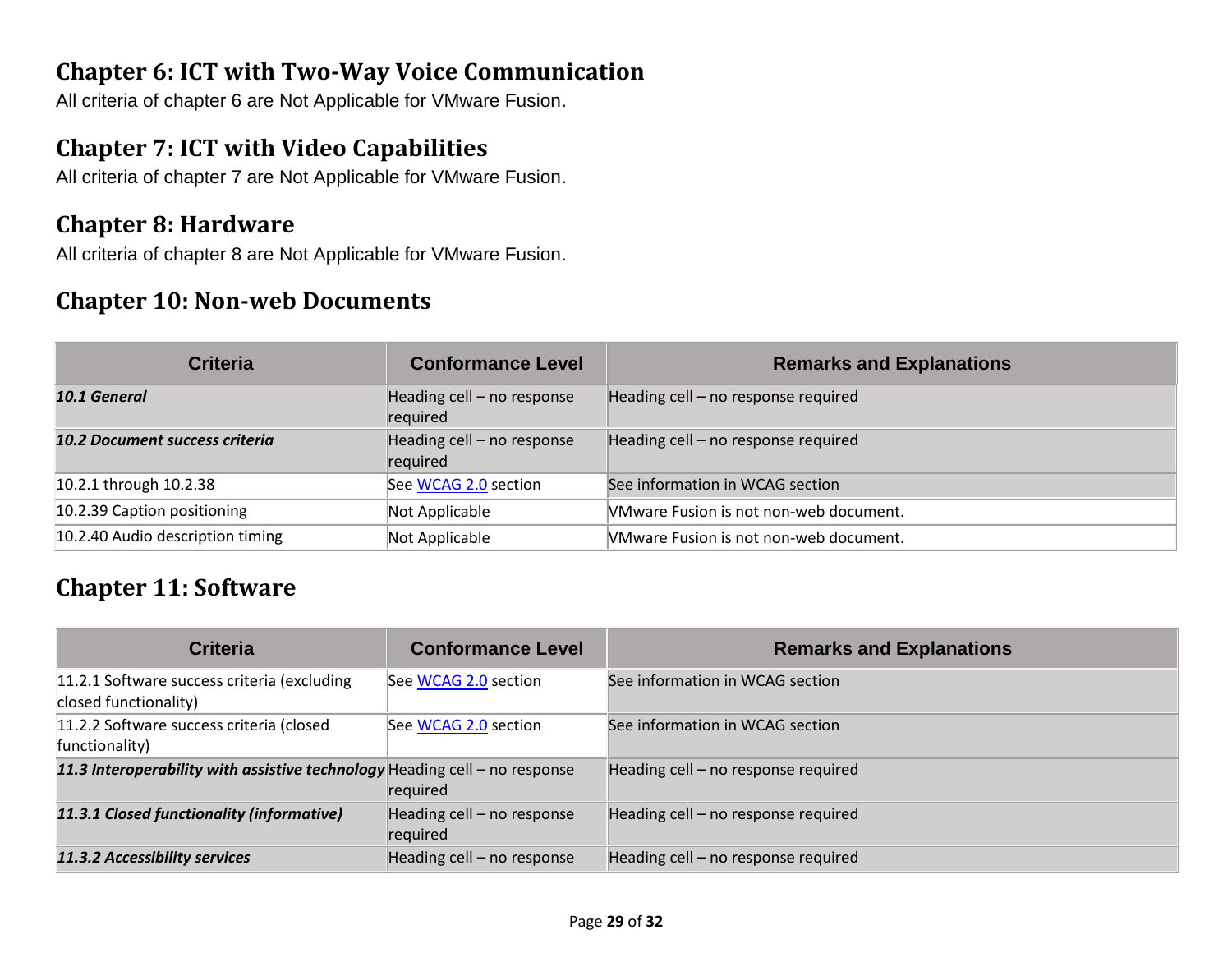## Chapter 6: ICT with Two-Way Voice Communication

All criteria of chapter 6 are Not Applicable for VMware Fusion.

## Chapter 7: ICT with Video Capabilities

All criteria of chapter 7 are Not Applicable for VMware Fusion.

## Chapter 8: Hardware

All criteria of chapter 8 are Not Applicable for VMware Fusion.

## Chapter 10: Non-web Documents

| Criteria | Conformance Level | Remarks and Explanations |
|---|---|---|
| ***10.1 General*** | Heading cell – no response required | Heading cell – no response required |
| ***10.2 Document success criteria*** | Heading cell – no response required | Heading cell – no response required |
| 10.2.1 through 10.2.38 | See [WCAG 2.0]() section | See information in WCAG section |
| 10.2.39 Caption positioning | Not Applicable | VMware Fusion is not non-web document. |
| 10.2.40 Audio description timing | Not Applicable | VMware Fusion is not non-web document. |

## Chapter 11: Software

| Criteria | Conformance Level | Remarks and Explanations |
|---|---|---|
| 11.2.1 Software success criteria (excluding closed functionality) | See [WCAG 2.0]() section | See information in WCAG section |
| 11.2.2 Software success criteria (closed functionality) | See [WCAG 2.0]() section | See information in WCAG section |
| ***11.3 Interoperability with assistive technology*** | Heading cell – no response required | Heading cell – no response required |
| ***11.3.1 Closed functionality (informative)*** | Heading cell – no response required | Heading cell – no response required |
| ***11.3.2 Accessibility services*** | Heading cell – no response | Heading cell – no response required |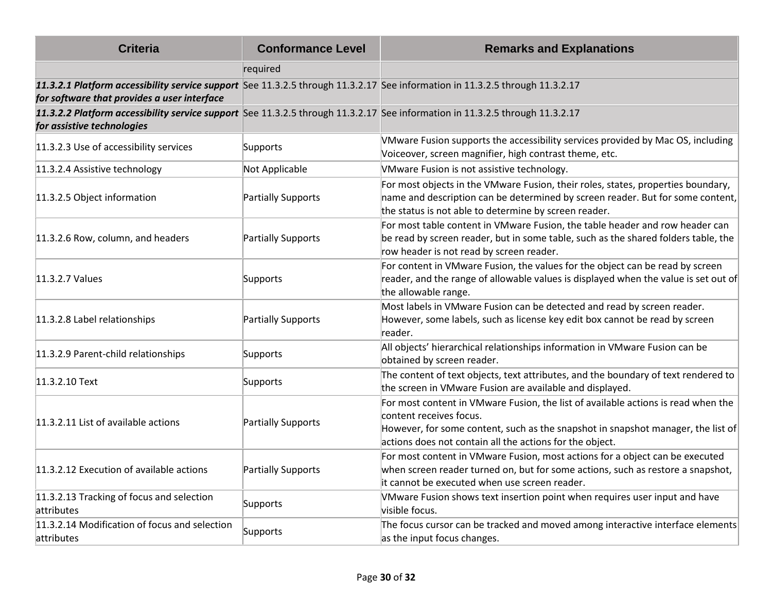| Criteria | Conformance Level | Remarks and Explanations |
| --- | --- | --- |
| | required | |
| ***11.3.2.1 Platform accessibility service support for software that provides a user interface*** | See 11.3.2.5 through 11.3.2.17 | See information in 11.3.2.5 through 11.3.2.17 |
| ***11.3.2.2 Platform accessibility service support for assistive technologies*** | See 11.3.2.5 through 11.3.2.17 | See information in 11.3.2.5 through 11.3.2.17 |
| 11.3.2.3 Use of accessibility services | Supports | VMware Fusion supports the accessibility services provided by Mac OS, including Voiceover, screen magnifier, high contrast theme, etc. |
| 11.3.2.4 Assistive technology | Not Applicable | VMware Fusion is not assistive technology. |
| 11.3.2.5 Object information | Partially Supports | For most objects in the VMware Fusion, their roles, states, properties boundary, name and description can be determined by screen reader. But for some content, the status is not able to determine by screen reader. |
| 11.3.2.6 Row, column, and headers | Partially Supports | For most table content in VMware Fusion, the table header and row header can be read by screen reader, but in some table, such as the shared folders table, the row header is not read by screen reader. |
| 11.3.2.7 Values | Supports | For content in VMware Fusion, the values for the object can be read by screen reader, and the range of allowable values is displayed when the value is set out of the allowable range. |
| 11.3.2.8 Label relationships | Partially Supports | Most labels in VMware Fusion can be detected and read by screen reader. However, some labels, such as license key edit box cannot be read by screen reader. |
| 11.3.2.9 Parent-child relationships | Supports | All objects' hierarchical relationships information in VMware Fusion can be obtained by screen reader. |
| 11.3.2.10 Text | Supports | The content of text objects, text attributes, and the boundary of text rendered to the screen in VMware Fusion are available and displayed. |
| 11.3.2.11 List of available actions | Partially Supports | For most content in VMware Fusion, the list of available actions is read when the content receives focus.<br>However, for some content, such as the snapshot in snapshot manager, the list of actions does not contain all the actions for the object. |
| 11.3.2.12 Execution of available actions | Partially Supports | For most content in VMware Fusion, most actions for a object can be executed when screen reader turned on, but for some actions, such as restore a snapshot, it cannot be executed when use screen reader. |
| 11.3.2.13 Tracking of focus and selection attributes | Supports | VMware Fusion shows text insertion point when requires user input and have visible focus. |
| 11.3.2.14 Modification of focus and selection attributes | Supports | The focus cursor can be tracked and moved among interactive interface elements as the input focus changes. |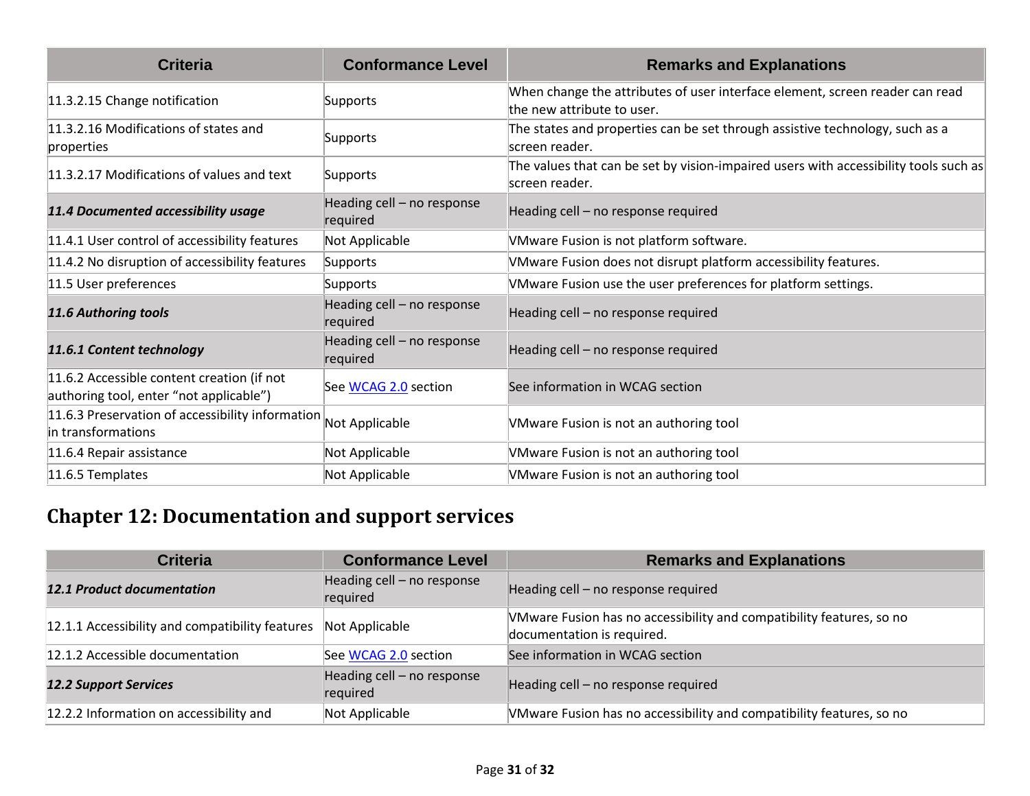| Criteria | Conformance Level | Remarks and Explanations |
|---|---|---|
| 11.3.2.15 Change notification | Supports | When change the attributes of user interface element, screen reader can read the new attribute to user. |
| 11.3.2.16 Modifications of states and properties | Supports | The states and properties can be set through assistive technology, such as a screen reader. |
| 11.3.2.17 Modifications of values and text | Supports | The values that can be set by vision-impaired users with accessibility tools such as screen reader. |
| ***11.4 Documented accessibility usage*** | Heading cell – no response required | Heading cell – no response required |
| 11.4.1 User control of accessibility features | Not Applicable | VMware Fusion is not platform software. |
| 11.4.2 No disruption of accessibility features | Supports | VMware Fusion does not disrupt platform accessibility features. |
| 11.5 User preferences | Supports | VMware Fusion use the user preferences for platform settings. |
| ***11.6 Authoring tools*** | Heading cell – no response required | Heading cell – no response required |
| ***11.6.1 Content technology*** | Heading cell – no response required | Heading cell – no response required |
| 11.6.2 Accessible content creation (if not authoring tool, enter “not applicable”) | See WCAG 2.0 section | See information in WCAG section |
| 11.6.3 Preservation of accessibility information in transformations | Not Applicable | VMware Fusion is not an authoring tool |
| 11.6.4 Repair assistance | Not Applicable | VMware Fusion is not an authoring tool |
| 11.6.5 Templates | Not Applicable | VMware Fusion is not an authoring tool |

## Chapter 12: Documentation and support services

| Criteria | Conformance Level | Remarks and Explanations |
|---|---|---|
| ***12.1 Product documentation*** | Heading cell – no response required | Heading cell – no response required |
| 12.1.1 Accessibility and compatibility features | Not Applicable | VMware Fusion has no accessibility and compatibility features, so no documentation is required. |
| 12.1.2 Accessible documentation | See WCAG 2.0 section | See information in WCAG section |
| ***12.2 Support Services*** | Heading cell – no response required | Heading cell – no response required |
| 12.2.2 Information on accessibility and | Not Applicable | VMware Fusion has no accessibility and compatibility features, so no |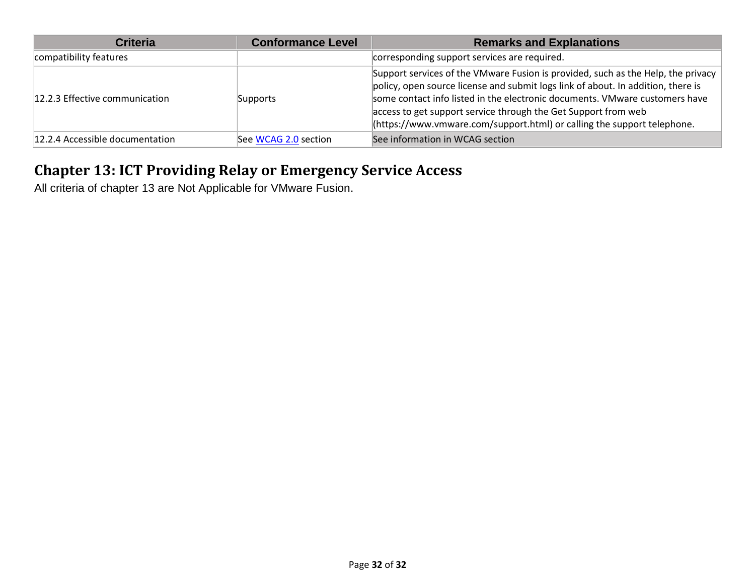| Criteria | Conformance Level | Remarks and Explanations |
|---|---|---|
| compatibility features | | corresponding support services are required. |
| 12.2.3 Effective communication | Supports | Support services of the VMware Fusion is provided, such as the Help, the privacy policy, open source license and submit logs link of about. In addition, there is some contact info listed in the electronic documents. VMware customers have access to get support service through the Get Support from web (https://www.vmware.com/support.html) or calling the support telephone. |
| 12.2.4 Accessible documentation | See [WCAG 2.0](#) section | See information in WCAG section |

## Chapter 13: ICT Providing Relay or Emergency Service Access

All criteria of chapter 13 are Not Applicable for VMware Fusion.